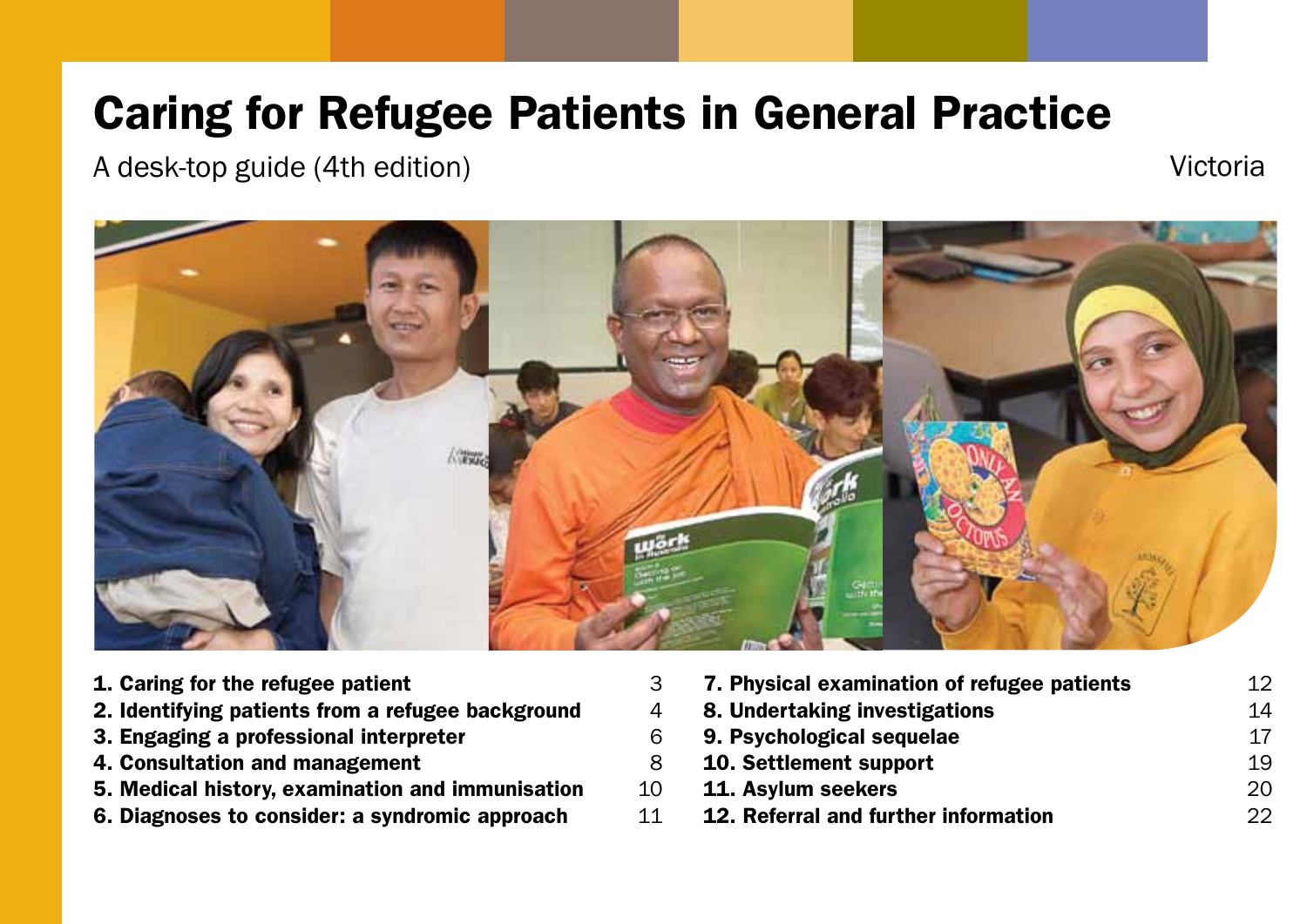# Caring for Refugee Patients in General Practice

A desk-top guide (4th edition)

Victoria

| | |
|---|---|
| **1. Caring for the refugee patient** | 3 |
| **2. Identifying patients from a refugee background** | 4 |
| **3. Engaging a professional interpreter** | 6 |
| **4. Consultation and management** | 8 |
| **5. Medical history, examination and immunisation** | 10 |
| **6. Diagnoses to consider: a syndromic approach** | 11 |
| **7. Physical examination of refugee patients** | 12 |
| **8. Undertaking investigations** | 14 |
| **9. Psychological sequelae** | 17 |
| **10. Settlement support** | 19 |
| **11. Asylum seekers** | 20 |
| **12. Referral and further information** | 22 |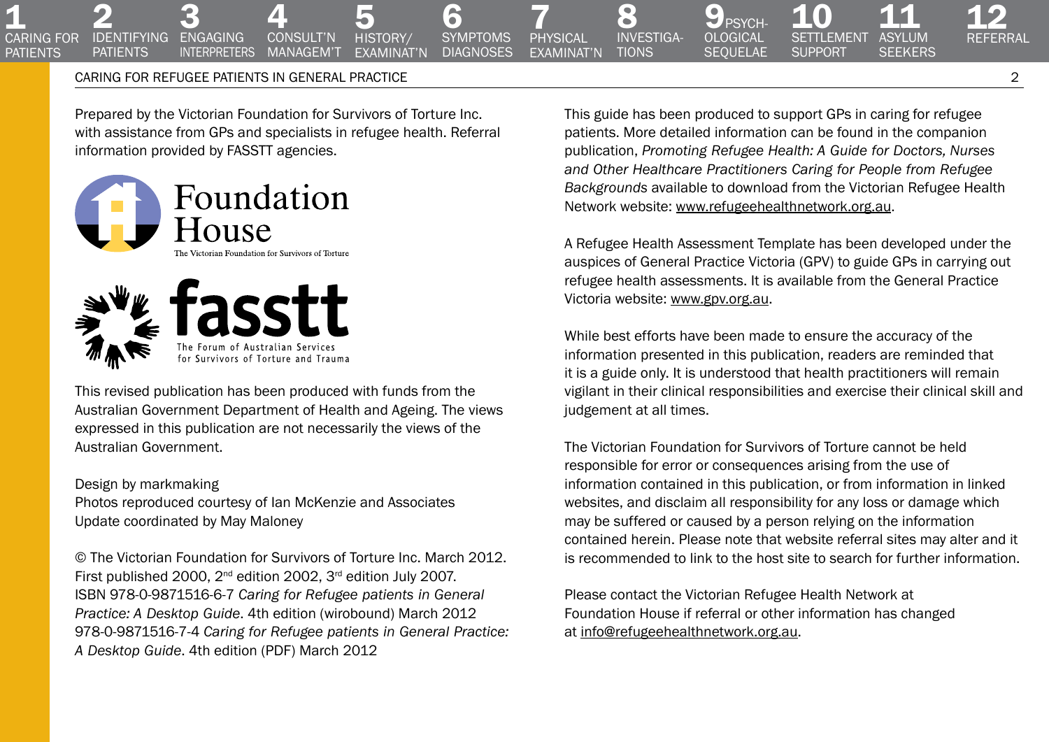Prepared by the Victorian Foundation for Survivors of Torture Inc. with assistance from GPs and specialists in refugee health. Referral information provided by FASSTT agencies.

Foundation House

The Victorian Foundation for Survivors of Torture

fasstt

The Forum of Australian Services for Survivors of Torture and Trauma

This revised publication has been produced with funds from the Australian Government Department of Health and Ageing. The views expressed in this publication are not necessarily the views of the Australian Government.

Design by markmaking
Photos reproduced courtesy of Ian McKenzie and Associates
Update coordinated by May Maloney

© The Victorian Foundation for Survivors of Torture Inc. March 2012.
First published 2000, 2nd edition 2002, 3rd edition July 2007.
ISBN 978-0-9871516-6-7 *Caring for Refugee patients in General Practice: A Desktop Guide*. 4th edition (wirobound) March 2012
978-0-9871516-7-4 *Caring for Refugee patients in General Practice: A Desktop Guide*. 4th edition (PDF) March 2012

This guide has been produced to support GPs in caring for refugee patients. More detailed information can be found in the companion publication, *Promoting Refugee Health: A Guide for Doctors, Nurses and Other Healthcare Practitioners Caring for People from Refugee Backgrounds* available to download from the Victorian Refugee Health Network website: www.refugeehealthnetwork.org.au.

A Refugee Health Assessment Template has been developed under the auspices of General Practice Victoria (GPV) to guide GPs in carrying out refugee health assessments. It is available from the General Practice Victoria website: www.gpv.org.au.

While best efforts have been made to ensure the accuracy of the information presented in this publication, readers are reminded that it is a guide only. It is understood that health practitioners will remain vigilant in their clinical responsibilities and exercise their clinical skill and judgement at all times.

The Victorian Foundation for Survivors of Torture cannot be held responsible for error or consequences arising from the use of information contained in this publication, or from information in linked websites, and disclaim all responsibility for any loss or damage which may be suffered or caused by a person relying on the information contained herein. Please note that website referral sites may alter and it is recommended to link to the host site to search for further information.

Please contact the Victorian Refugee Health Network at Foundation House if referral or other information has changed at info@refugeehealthnetwork.org.au.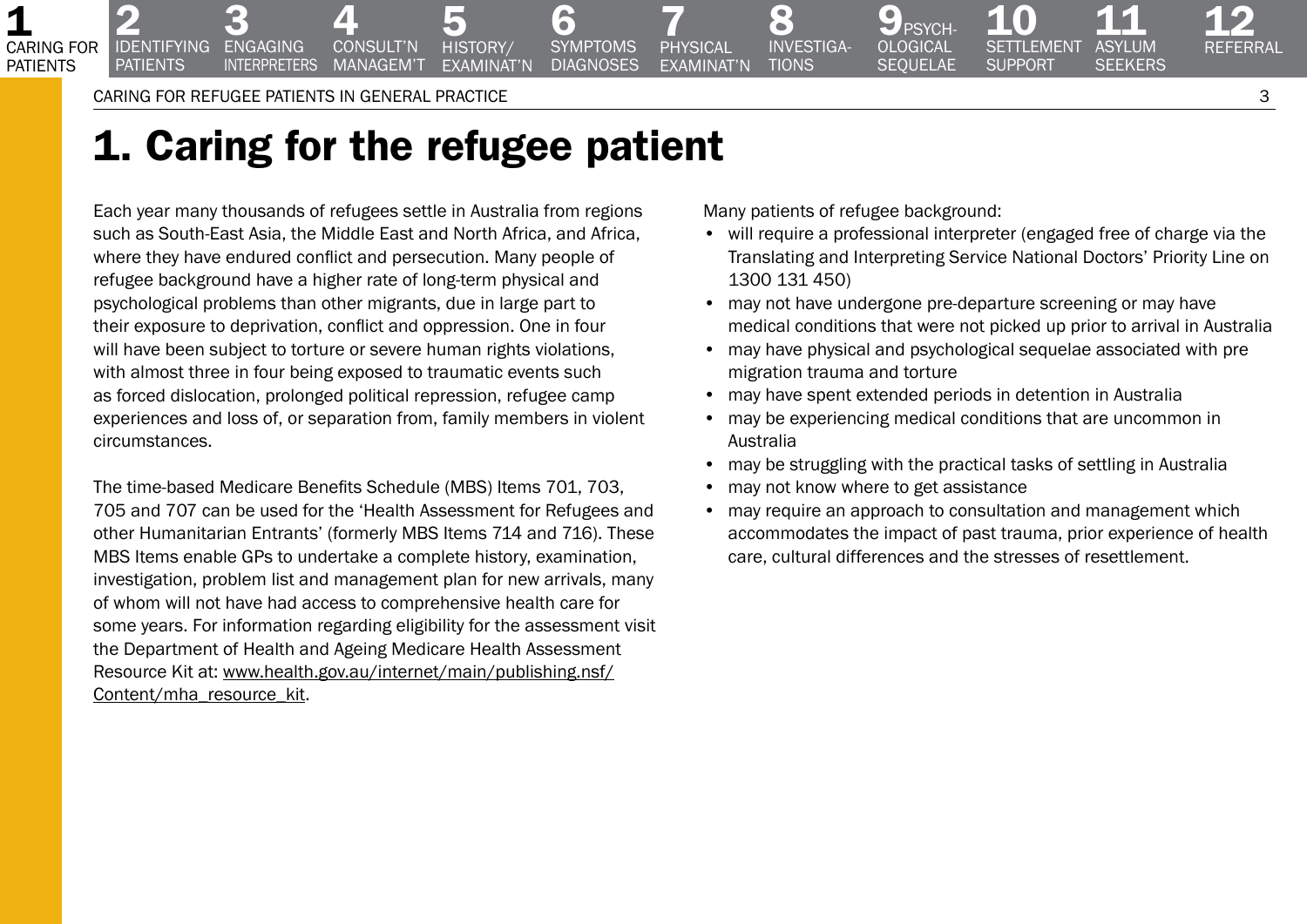# 1. Caring for the refugee patient

Each year many thousands of refugees settle in Australia from regions such as South-East Asia, the Middle East and North Africa, and Africa, where they have endured conflict and persecution. Many people of refugee background have a higher rate of long-term physical and psychological problems than other migrants, due in large part to their exposure to deprivation, conflict and oppression. One in four will have been subject to torture or severe human rights violations, with almost three in four being exposed to traumatic events such as forced dislocation, prolonged political repression, refugee camp experiences and loss of, or separation from, family members in violent circumstances.

The time-based Medicare Benefits Schedule (MBS) Items 701, 703, 705 and 707 can be used for the 'Health Assessment for Refugees and other Humanitarian Entrants' (formerly MBS Items 714 and 716). These MBS Items enable GPs to undertake a complete history, examination, investigation, problem list and management plan for new arrivals, many of whom will not have had access to comprehensive health care for some years. For information regarding eligibility for the assessment visit the Department of Health and Ageing Medicare Health Assessment Resource Kit at: www.health.gov.au/internet/main/publishing.nsf/Content/mha_resource_kit.

Many patients of refugee background:

- will require a professional interpreter (engaged free of charge via the Translating and Interpreting Service National Doctors' Priority Line on 1300 131 450)
- may not have undergone pre-departure screening or may have medical conditions that were not picked up prior to arrival in Australia
- may have physical and psychological sequelae associated with pre migration trauma and torture
- may have spent extended periods in detention in Australia
- may be experiencing medical conditions that are uncommon in Australia
- may be struggling with the practical tasks of settling in Australia
- may not know where to get assistance
- may require an approach to consultation and management which accommodates the impact of past trauma, prior experience of health care, cultural differences and the stresses of resettlement.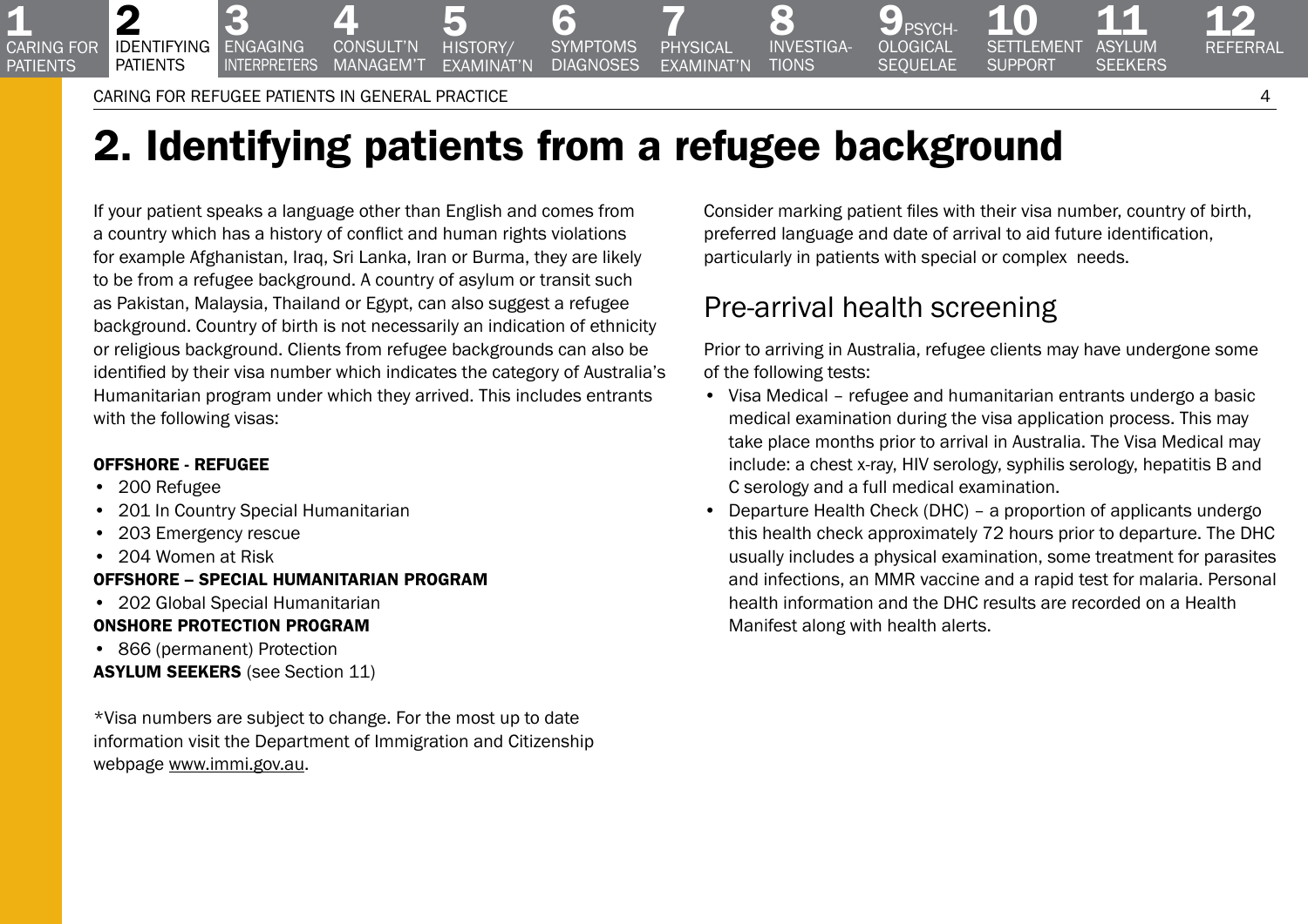# 2. Identifying patients from a refugee background

If your patient speaks a language other than English and comes from a country which has a history of conflict and human rights violations for example Afghanistan, Iraq, Sri Lanka, Iran or Burma, they are likely to be from a refugee background. A country of asylum or transit such as Pakistan, Malaysia, Thailand or Egypt, can also suggest a refugee background. Country of birth is not necessarily an indication of ethnicity or religious background. Clients from refugee backgrounds can also be identified by their visa number which indicates the category of Australia's Humanitarian program under which they arrived. This includes entrants with the following visas:

**OFFSHORE - REFUGEE**

- 200 Refugee
- 201 In Country Special Humanitarian
- 203 Emergency rescue
- 204 Women at Risk

**OFFSHORE – SPECIAL HUMANITARIAN PROGRAM**

- 202 Global Special Humanitarian

**ONSHORE PROTECTION PROGRAM**

- 866 (permanent) Protection

**ASYLUM SEEKERS** (see Section 11)

*Visa numbers are subject to change. For the most up to date information visit the Department of Immigration and Citizenship webpage www.immi.gov.au.

Consider marking patient files with their visa number, country of birth, preferred language and date of arrival to aid future identification, particularly in patients with special or complex needs.

## Pre-arrival health screening

Prior to arriving in Australia, refugee clients may have undergone some of the following tests:

- Visa Medical – refugee and humanitarian entrants undergo a basic medical examination during the visa application process. This may take place months prior to arrival in Australia. The Visa Medical may include: a chest x-ray, HIV serology, syphilis serology, hepatitis B and C serology and a full medical examination.
- Departure Health Check (DHC) – a proportion of applicants undergo this health check approximately 72 hours prior to departure. The DHC usually includes a physical examination, some treatment for parasites and infections, an MMR vaccine and a rapid test for malaria. Personal health information and the DHC results are recorded on a Health Manifest along with health alerts.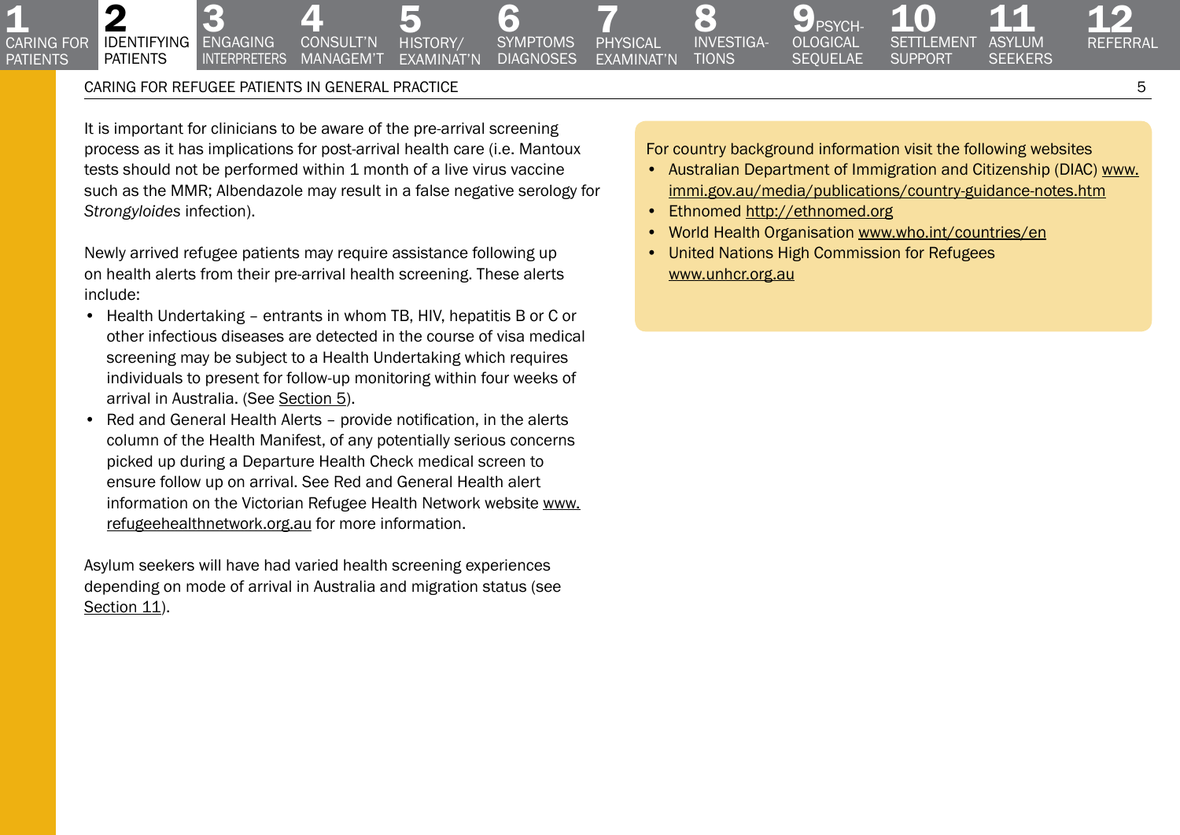It is important for clinicians to be aware of the pre-arrival screening process as it has implications for post-arrival health care (i.e. Mantoux tests should not be performed within 1 month of a live virus vaccine such as the MMR; Albendazole may result in a false negative serology for *Strongyloides* infection).

Newly arrived refugee patients may require assistance following up on health alerts from their pre-arrival health screening. These alerts include:

- Health Undertaking – entrants in whom TB, HIV, hepatitis B or C or other infectious diseases are detected in the course of visa medical screening may be subject to a Health Undertaking which requires individuals to present for follow-up monitoring within four weeks of arrival in Australia. (See Section 5).
- Red and General Health Alerts – provide notification, in the alerts column of the Health Manifest, of any potentially serious concerns picked up during a Departure Health Check medical screen to ensure follow up on arrival. See Red and General Health alert information on the Victorian Refugee Health Network website www.refugeehealthnetwork.org.au for more information.

Asylum seekers will have had varied health screening experiences depending on mode of arrival in Australia and migration status (see Section 11).

For country background information visit the following websites

- Australian Department of Immigration and Citizenship (DIAC) www.immi.gov.au/media/publications/country-guidance-notes.htm
- Ethnomed http://ethnomed.org
- World Health Organisation www.who.int/countries/en
- United Nations High Commission for Refugees www.unhcr.org.au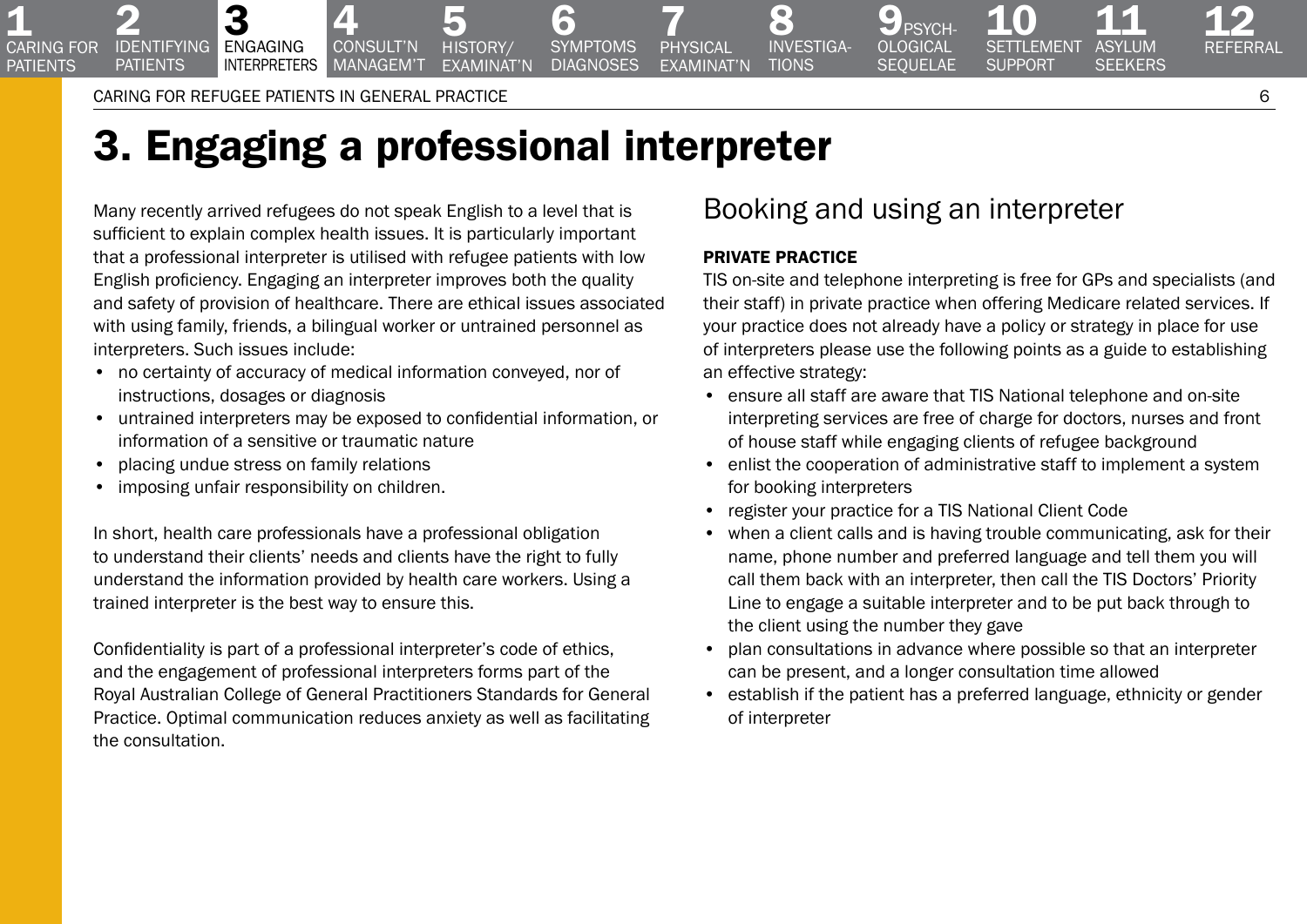# 3. Engaging a professional interpreter

Many recently arrived refugees do not speak English to a level that is sufficient to explain complex health issues. It is particularly important that a professional interpreter is utilised with refugee patients with low English proficiency. Engaging an interpreter improves both the quality and safety of provision of healthcare. There are ethical issues associated with using family, friends, a bilingual worker or untrained personnel as interpreters. Such issues include:

- no certainty of accuracy of medical information conveyed, nor of instructions, dosages or diagnosis
- untrained interpreters may be exposed to confidential information, or information of a sensitive or traumatic nature
- placing undue stress on family relations
- imposing unfair responsibility on children.

In short, health care professionals have a professional obligation to understand their clients' needs and clients have the right to fully understand the information provided by health care workers. Using a trained interpreter is the best way to ensure this.

Confidentiality is part of a professional interpreter's code of ethics, and the engagement of professional interpreters forms part of the Royal Australian College of General Practitioners Standards for General Practice. Optimal communication reduces anxiety as well as facilitating the consultation.

## Booking and using an interpreter

**PRIVATE PRACTICE**

TIS on-site and telephone interpreting is free for GPs and specialists (and their staff) in private practice when offering Medicare related services. If your practice does not already have a policy or strategy in place for use of interpreters please use the following points as a guide to establishing an effective strategy:

- ensure all staff are aware that TIS National telephone and on-site interpreting services are free of charge for doctors, nurses and front of house staff while engaging clients of refugee background
- enlist the cooperation of administrative staff to implement a system for booking interpreters
- register your practice for a TIS National Client Code
- when a client calls and is having trouble communicating, ask for their name, phone number and preferred language and tell them you will call them back with an interpreter, then call the TIS Doctors' Priority Line to engage a suitable interpreter and to be put back through to the client using the number they gave
- plan consultations in advance where possible so that an interpreter can be present, and a longer consultation time allowed
- establish if the patient has a preferred language, ethnicity or gender of interpreter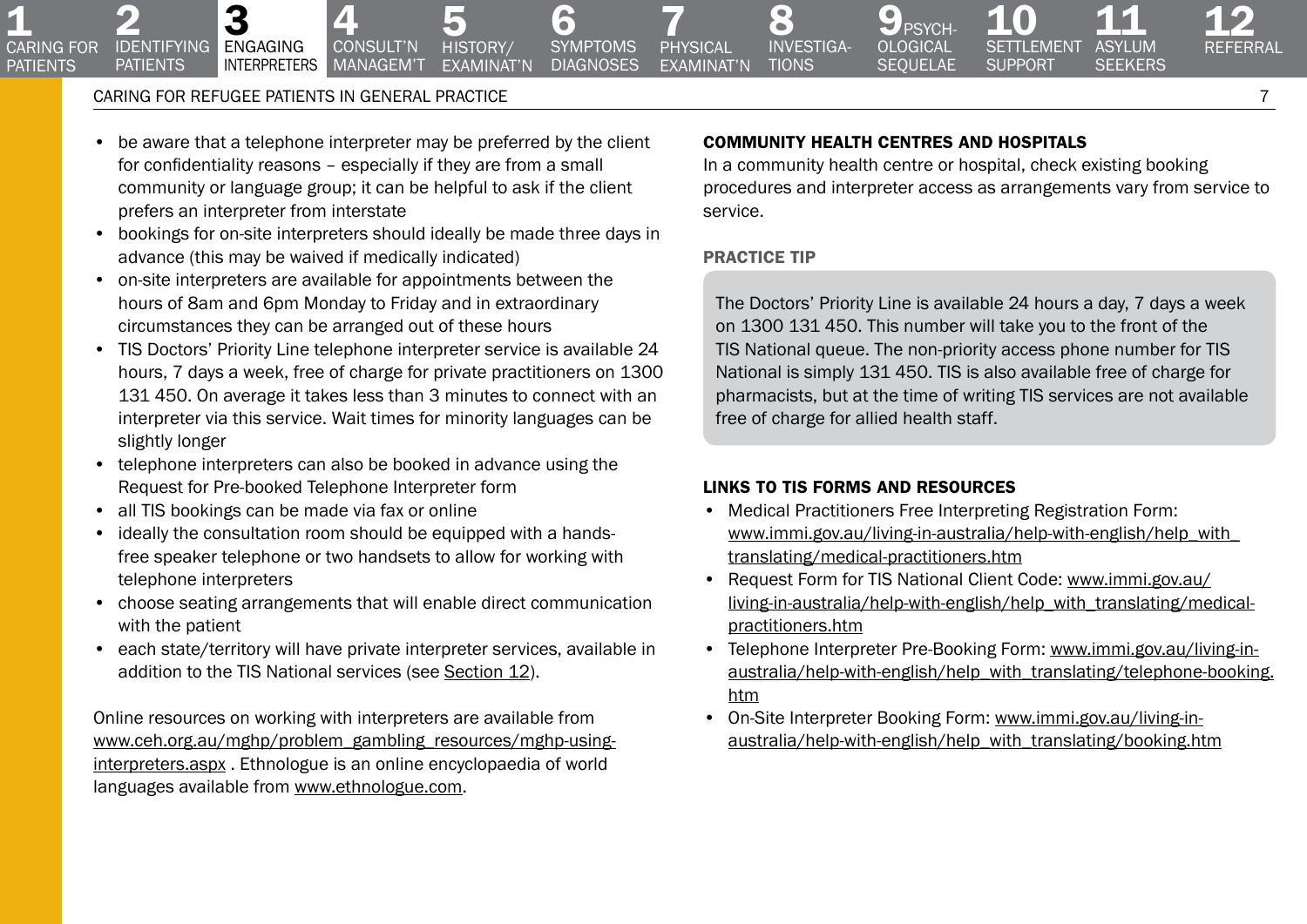- be aware that a telephone interpreter may be preferred by the client for confidentiality reasons – especially if they are from a small community or language group; it can be helpful to ask if the client prefers an interpreter from interstate
- bookings for on-site interpreters should ideally be made three days in advance (this may be waived if medically indicated)
- on-site interpreters are available for appointments between the hours of 8am and 6pm Monday to Friday and in extraordinary circumstances they can be arranged out of these hours
- TIS Doctors' Priority Line telephone interpreter service is available 24 hours, 7 days a week, free of charge for private practitioners on 1300 131 450. On average it takes less than 3 minutes to connect with an interpreter via this service. Wait times for minority languages can be slightly longer
- telephone interpreters can also be booked in advance using the Request for Pre-booked Telephone Interpreter form
- all TIS bookings can be made via fax or online
- ideally the consultation room should be equipped with a hands-free speaker telephone or two handsets to allow for working with telephone interpreters
- choose seating arrangements that will enable direct communication with the patient
- each state/territory will have private interpreter services, available in addition to the TIS National services (see Section 12).

Online resources on working with interpreters are available from www.ceh.org.au/mghp/problem_gambling_resources/mghp-using-interpreters.aspx . Ethnologue is an online encyclopaedia of world languages available from www.ethnologue.com.

### COMMUNITY HEALTH CENTRES AND HOSPITALS

In a community health centre or hospital, check existing booking procedures and interpreter access as arrangements vary from service to service.

### PRACTICE TIP

The Doctors' Priority Line is available 24 hours a day, 7 days a week on 1300 131 450. This number will take you to the front of the TIS National queue. The non-priority access phone number for TIS National is simply 131 450. TIS is also available free of charge for pharmacists, but at the time of writing TIS services are not available free of charge for allied health staff.

### LINKS TO TIS FORMS AND RESOURCES

- Medical Practitioners Free Interpreting Registration Form: www.immi.gov.au/living-in-australia/help-with-english/help_with_translating/medical-practitioners.htm
- Request Form for TIS National Client Code: www.immi.gov.au/living-in-australia/help-with-english/help_with_translating/medical-practitioners.htm
- Telephone Interpreter Pre-Booking Form: www.immi.gov.au/living-in-australia/help-with-english/help_with_translating/telephone-booking.htm
- On-Site Interpreter Booking Form: www.immi.gov.au/living-in-australia/help-with-english/help_with_translating/booking.htm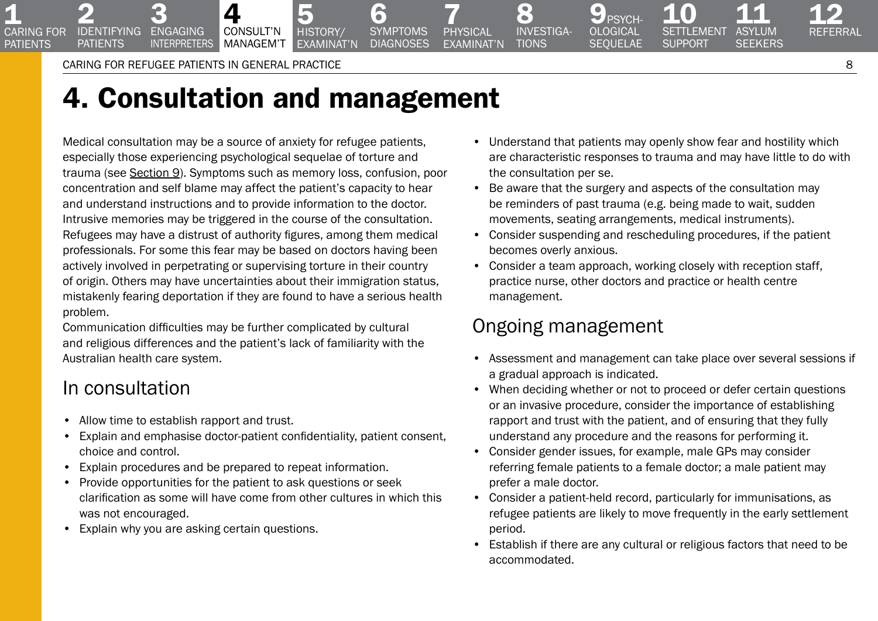# 4. Consultation and management

Medical consultation may be a source of anxiety for refugee patients, especially those experiencing psychological sequelae of torture and trauma (see Section 9). Symptoms such as memory loss, confusion, poor concentration and self blame may affect the patient's capacity to hear and understand instructions and to provide information to the doctor. Intrusive memories may be triggered in the course of the consultation. Refugees may have a distrust of authority figures, among them medical professionals. For some this fear may be based on doctors having been actively involved in perpetrating or supervising torture in their country of origin. Others may have uncertainties about their immigration status, mistakenly fearing deportation if they are found to have a serious health problem.

Communication difficulties may be further complicated by cultural and religious differences and the patient's lack of familiarity with the Australian health care system.

## In consultation

- Allow time to establish rapport and trust.
- Explain and emphasise doctor-patient confidentiality, patient consent, choice and control.
- Explain procedures and be prepared to repeat information.
- Provide opportunities for the patient to ask questions or seek clarification as some will have come from other cultures in which this was not encouraged.
- Explain why you are asking certain questions.
- Understand that patients may openly show fear and hostility which are characteristic responses to trauma and may have little to do with the consultation per se.
- Be aware that the surgery and aspects of the consultation may be reminders of past trauma (e.g. being made to wait, sudden movements, seating arrangements, medical instruments).
- Consider suspending and rescheduling procedures, if the patient becomes overly anxious.
- Consider a team approach, working closely with reception staff, practice nurse, other doctors and practice or health centre management.

## Ongoing management

- Assessment and management can take place over several sessions if a gradual approach is indicated.
- When deciding whether or not to proceed or defer certain questions or an invasive procedure, consider the importance of establishing rapport and trust with the patient, and of ensuring that they fully understand any procedure and the reasons for performing it.
- Consider gender issues, for example, male GPs may consider referring female patients to a female doctor; a male patient may prefer a male doctor.
- Consider a patient-held record, particularly for immunisations, as refugee patients are likely to move frequently in the early settlement period.
- Establish if there are any cultural or religious factors that need to be accommodated.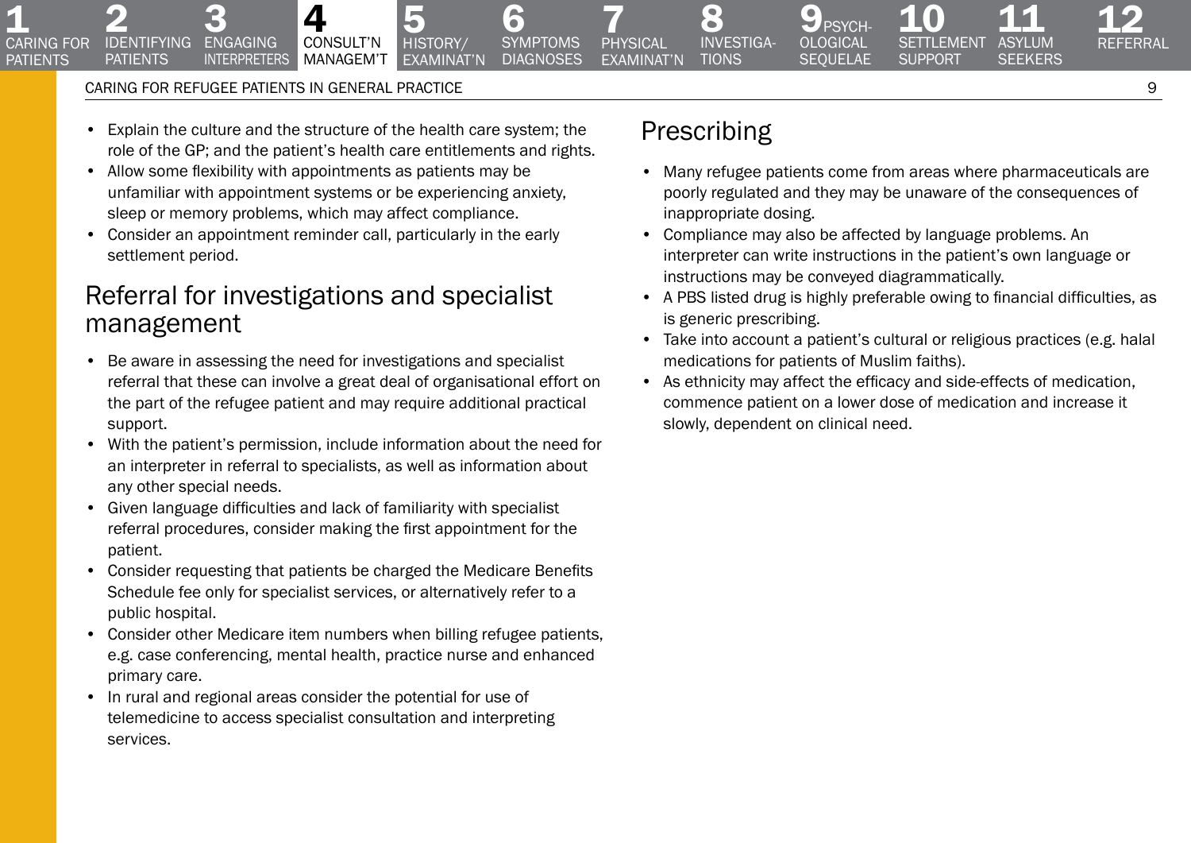- Explain the culture and the structure of the health care system; the role of the GP; and the patient's health care entitlements and rights.
- Allow some flexibility with appointments as patients may be unfamiliar with appointment systems or be experiencing anxiety, sleep or memory problems, which may affect compliance.
- Consider an appointment reminder call, particularly in the early settlement period.

## Referral for investigations and specialist management

- Be aware in assessing the need for investigations and specialist referral that these can involve a great deal of organisational effort on the part of the refugee patient and may require additional practical support.
- With the patient's permission, include information about the need for an interpreter in referral to specialists, as well as information about any other special needs.
- Given language difficulties and lack of familiarity with specialist referral procedures, consider making the first appointment for the patient.
- Consider requesting that patients be charged the Medicare Benefits Schedule fee only for specialist services, or alternatively refer to a public hospital.
- Consider other Medicare item numbers when billing refugee patients, e.g. case conferencing, mental health, practice nurse and enhanced primary care.
- In rural and regional areas consider the potential for use of telemedicine to access specialist consultation and interpreting services.

## Prescribing

- Many refugee patients come from areas where pharmaceuticals are poorly regulated and they may be unaware of the consequences of inappropriate dosing.
- Compliance may also be affected by language problems. An interpreter can write instructions in the patient's own language or instructions may be conveyed diagrammatically.
- A PBS listed drug is highly preferable owing to financial difficulties, as is generic prescribing.
- Take into account a patient's cultural or religious practices (e.g. halal medications for patients of Muslim faiths).
- As ethnicity may affect the efficacy and side-effects of medication, commence patient on a lower dose of medication and increase it slowly, dependent on clinical need.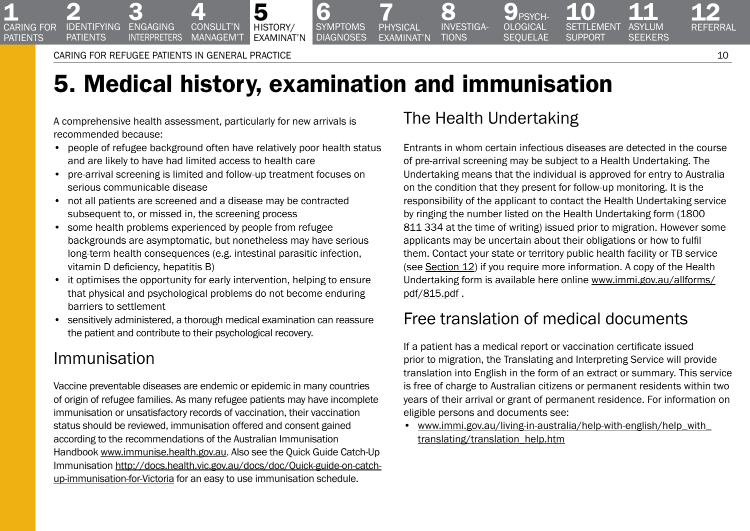# 5. Medical history, examination and immunisation

A comprehensive health assessment, particularly for new arrivals is recommended because:

- people of refugee background often have relatively poor health status and are likely to have had limited access to health care
- pre-arrival screening is limited and follow-up treatment focuses on serious communicable disease
- not all patients are screened and a disease may be contracted subsequent to, or missed in, the screening process
- some health problems experienced by people from refugee backgrounds are asymptomatic, but nonetheless may have serious long-term health consequences (e.g. intestinal parasitic infection, vitamin D deficiency, hepatitis B)
- it optimises the opportunity for early intervention, helping to ensure that physical and psychological problems do not become enduring barriers to settlement
- sensitively administered, a thorough medical examination can reassure the patient and contribute to their psychological recovery.

## Immunisation

Vaccine preventable diseases are endemic or epidemic in many countries of origin of refugee families. As many refugee patients may have incomplete immunisation or unsatisfactory records of vaccination, their vaccination status should be reviewed, immunisation offered and consent gained according to the recommendations of the Australian Immunisation Handbook www.immunise.health.gov.au. Also see the Quick Guide Catch-Up Immunisation http://docs.health.vic.gov.au/docs/doc/Quick-guide-on-catch-up-immunisation-for-Victoria for an easy to use immunisation schedule.

## The Health Undertaking

Entrants in whom certain infectious diseases are detected in the course of pre-arrival screening may be subject to a Health Undertaking. The Undertaking means that the individual is approved for entry to Australia on the condition that they present for follow-up monitoring. It is the responsibility of the applicant to contact the Health Undertaking service by ringing the number listed on the Health Undertaking form (1800 811 334 at the time of writing) issued prior to migration. However some applicants may be uncertain about their obligations or how to fulfil them. Contact your state or territory public health facility or TB service (see Section 12) if you require more information. A copy of the Health Undertaking form is available here online www.immi.gov.au/allforms/pdf/815.pdf .

## Free translation of medical documents

If a patient has a medical report or vaccination certificate issued prior to migration, the Translating and Interpreting Service will provide translation into English in the form of an extract or summary. This service is free of charge to Australian citizens or permanent residents within two years of their arrival or grant of permanent residence. For information on eligible persons and documents see:

- www.immi.gov.au/living-in-australia/help-with-english/help_with_translating/translation_help.htm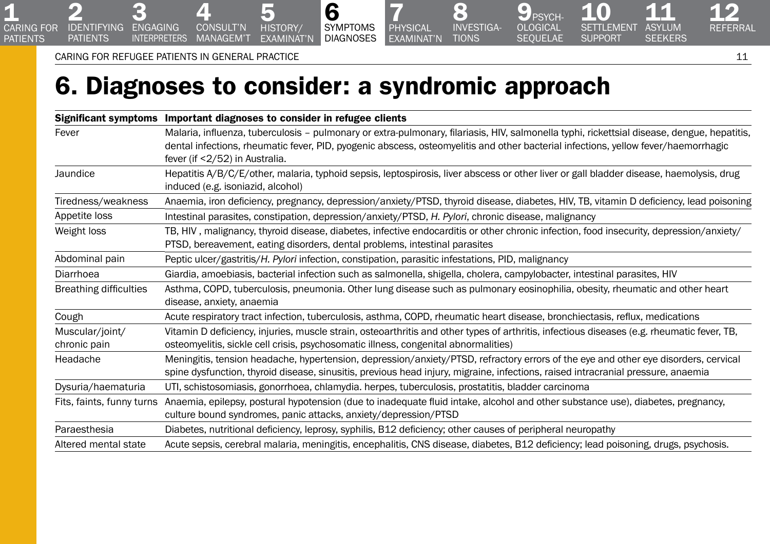# 6. Diagnoses to consider: a syndromic approach

| Significant symptoms | Important diagnoses to consider in refugee clients |
|---|---|
| Fever | Malaria, influenza, tuberculosis – pulmonary or extra-pulmonary, filariasis, HIV, salmonella typhi, rickettsial disease, dengue, hepatitis, dental infections, rheumatic fever, PID, pyogenic abscess, osteomyelitis and other bacterial infections, yellow fever/haemorrhagic fever (if <2/52) in Australia. |
| Jaundice | Hepatitis A/B/C/E/other, malaria, typhoid sepsis, leptospirosis, liver abscess or other liver or gall bladder disease, haemolysis, drug induced (e.g. isoniazid, alcohol) |
| Tiredness/weakness | Anaemia, iron deficiency, pregnancy, depression/anxiety/PTSD, thyroid disease, diabetes, HIV, TB, vitamin D deficiency, lead poisoning |
| Appetite loss | Intestinal parasites, constipation, depression/anxiety/PTSD, *H. Pylori*, chronic disease, malignancy |
| Weight loss | TB, HIV , malignancy, thyroid disease, diabetes, infective endocarditis or other chronic infection, food insecurity, depression/anxiety/PTSD, bereavement, eating disorders, dental problems, intestinal parasites |
| Abdominal pain | Peptic ulcer/gastritis/*H. Pylori* infection, constipation, parasitic infestations, PID, malignancy |
| Diarrhoea | Giardia, amoebiasis, bacterial infection such as salmonella, shigella, cholera, campylobacter, intestinal parasites, HIV |
| Breathing difficulties | Asthma, COPD, tuberculosis, pneumonia. Other lung disease such as pulmonary eosinophilia, obesity, rheumatic and other heart disease, anxiety, anaemia |
| Cough | Acute respiratory tract infection, tuberculosis, asthma, COPD, rheumatic heart disease, bronchiectasis, reflux, medications |
| Muscular/joint/ chronic pain | Vitamin D deficiency, injuries, muscle strain, osteoarthritis and other types of arthritis, infectious diseases (e.g. rheumatic fever, TB, osteomyelitis, sickle cell crisis, psychosomatic illness, congenital abnormalities) |
| Headache | Meningitis, tension headache, hypertension, depression/anxiety/PTSD, refractory errors of the eye and other eye disorders, cervical spine dysfunction, thyroid disease, sinusitis, previous head injury, migraine, infections, raised intracranial pressure, anaemia |
| Dysuria/haematuria | UTI, schistosomiasis, gonorrhoea, chlamydia. herpes, tuberculosis, prostatitis, bladder carcinoma |
| Fits, faints, funny turns | Anaemia, epilepsy, postural hypotension (due to inadequate fluid intake, alcohol and other substance use), diabetes, pregnancy, culture bound syndromes, panic attacks, anxiety/depression/PTSD |
| Paraesthesia | Diabetes, nutritional deficiency, leprosy, syphilis, B12 deficiency; other causes of peripheral neuropathy |
| Altered mental state | Acute sepsis, cerebral malaria, meningitis, encephalitis, CNS disease, diabetes, B12 deficiency; lead poisoning, drugs, psychosis. |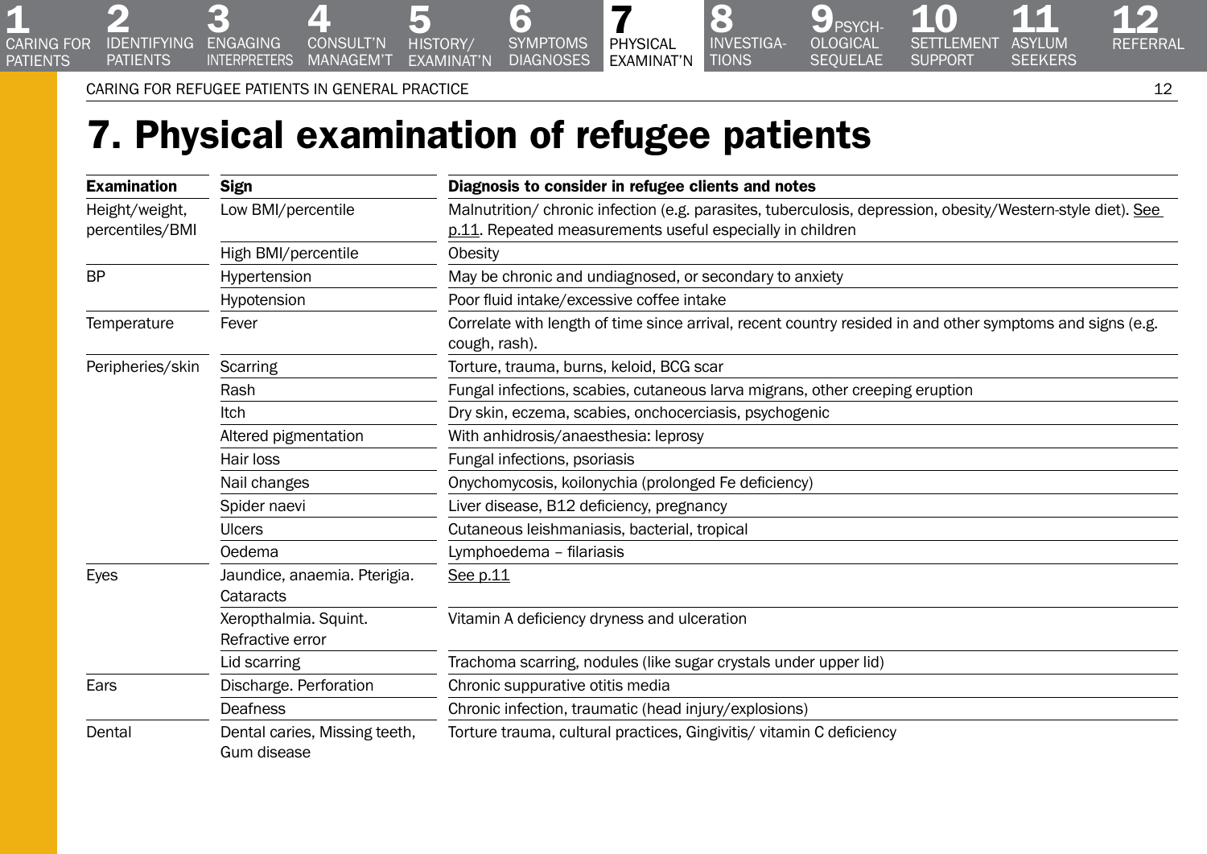# 7. Physical examination of refugee patients

| Examination | Sign | Diagnosis to consider in refugee clients and notes |
|---|---|---|
| Height/weight, percentiles/BMI | Low BMI/percentile | Malnutrition/ chronic infection (e.g. parasites, tuberculosis, depression, obesity/Western-style diet). See p.11. Repeated measurements useful especially in children |
| | High BMI/percentile | Obesity |
| BP | Hypertension | May be chronic and undiagnosed, or secondary to anxiety |
| | Hypotension | Poor fluid intake/excessive coffee intake |
| Temperature | Fever | Correlate with length of time since arrival, recent country resided in and other symptoms and signs (e.g. cough, rash). |
| Peripheries/skin | Scarring | Torture, trauma, burns, keloid, BCG scar |
| | Rash | Fungal infections, scabies, cutaneous larva migrans, other creeping eruption |
| | Itch | Dry skin, eczema, scabies, onchocerciasis, psychogenic |
| | Altered pigmentation | With anhidrosis/anaesthesia: leprosy |
| | Hair loss | Fungal infections, psoriasis |
| | Nail changes | Onychomycosis, koilonychia (prolonged Fe deficiency) |
| | Spider naevi | Liver disease, B12 deficiency, pregnancy |
| | Ulcers | Cutaneous leishmaniasis, bacterial, tropical |
| | Oedema | Lymphoedema – filariasis |
| Eyes | Jaundice, anaemia. Pterigia. Cataracts | See p.11 |
| | Xeropthalmia. Squint. Refractive error | Vitamin A deficiency dryness and ulceration |
| | Lid scarring | Trachoma scarring, nodules (like sugar crystals under upper lid) |
| Ears | Discharge. Perforation | Chronic suppurative otitis media |
| | Deafness | Chronic infection, traumatic (head injury/explosions) |
| Dental | Dental caries, Missing teeth, Gum disease | Torture trauma, cultural practices, Gingivitis/ vitamin C deficiency |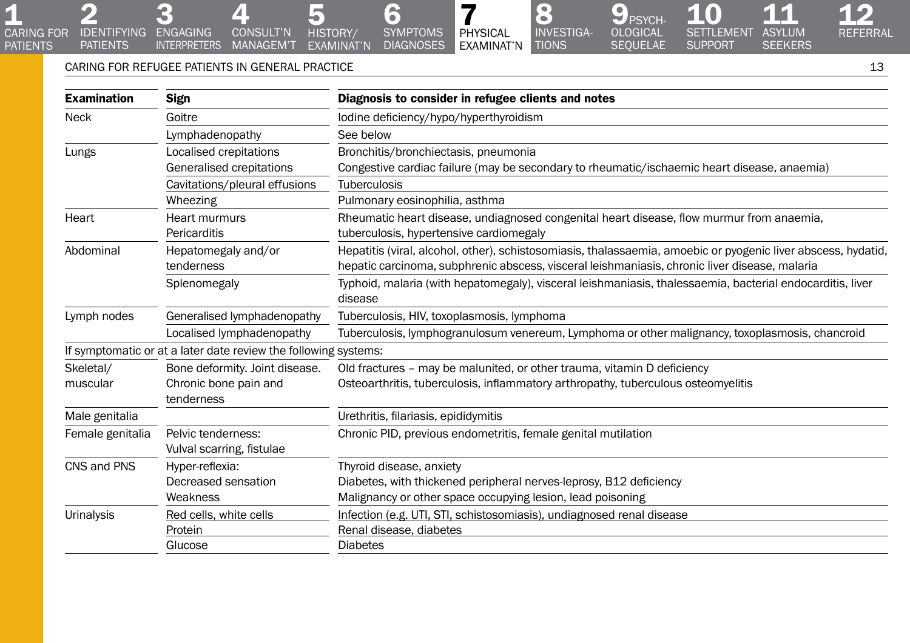| Examination | Sign | Diagnosis to consider in refugee clients and notes |
|---|---|---|
| Neck | Goitre | Iodine deficiency/hypo/hyperthyroidism |
| | Lymphadenopathy | See below |
| Lungs | Localised crepitations | Bronchitis/bronchiectasis, pneumonia |
| | Generalised crepitations | Congestive cardiac failure (may be secondary to rheumatic/ischaemic heart disease, anaemia) |
| | Cavitations/pleural effusions | Tuberculosis |
| | Wheezing | Pulmonary eosinophilia, asthma |
| Heart | Heart murmurs<br>Pericarditis | Rheumatic heart disease, undiagnosed congenital heart disease, flow murmur from anaemia, tuberculosis, hypertensive cardiomegaly |
| Abdominal | Hepatomegaly and/or tenderness | Hepatitis (viral, alcohol, other), schistosomiasis, thalassaemia, amoebic or pyogenic liver abscess, hydatid, hepatic carcinoma, subphrenic abscess, visceral leishmaniasis, chronic liver disease, malaria |
| | Splenomegaly | Typhoid, malaria (with hepatomegaly), visceral leishmaniasis, thalessaemia, bacterial endocarditis, liver disease |
| Lymph nodes | Generalised lymphadenopathy | Tuberculosis, HIV, toxoplasmosis, lymphoma |
| | Localised lymphadenopathy | Tuberculosis, lymphogranulosum venereum, Lymphoma or other malignancy, toxoplasmosis, chancroid |
| If symptomatic or at a later date review the following systems: | | |
| Skeletal/ muscular | Bone deformity. Joint disease.<br>Chronic bone pain and tenderness | Old fractures – may be malunited, or other trauma, vitamin D deficiency<br>Osteoarthritis, tuberculosis, inflammatory arthropathy, tuberculous osteomyelitis |
| Male genitalia | | Urethritis, filariasis, epididymitis |
| Female genitalia | Pelvic tenderness:<br>Vulval scarring, fistulae | Chronic PID, previous endometritis, female genital mutilation |
| CNS and PNS | Hyper-reflexia:<br>Decreased sensation<br>Weakness | Thyroid disease, anxiety<br>Diabetes, with thickened peripheral nerves-leprosy, B12 deficiency<br>Malignancy or other space occupying lesion, lead poisoning |
| Urinalysis | Red cells, white cells | Infection (e.g. UTI, STI, schistosomiasis), undiagnosed renal disease |
| | Protein | Renal disease, diabetes |
| | Glucose | Diabetes |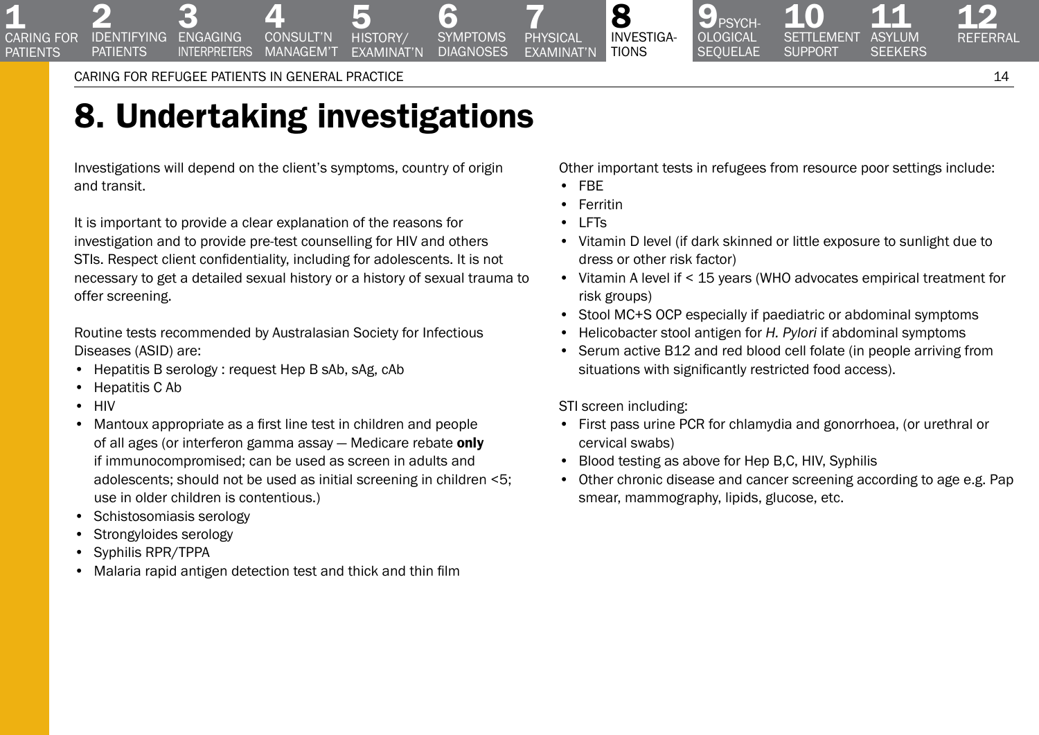# 8. Undertaking investigations

Investigations will depend on the client's symptoms, country of origin and transit.

It is important to provide a clear explanation of the reasons for investigation and to provide pre-test counselling for HIV and others STIs. Respect client confidentiality, including for adolescents. It is not necessary to get a detailed sexual history or a history of sexual trauma to offer screening.

Routine tests recommended by Australasian Society for Infectious Diseases (ASID) are:

- Hepatitis B serology : request Hep B sAb, sAg, cAb
- Hepatitis C Ab
- HIV
- Mantoux appropriate as a first line test in children and people of all ages (or interferon gamma assay – Medicare rebate **only** if immunocompromised; can be used as screen in adults and adolescents; should not be used as initial screening in children <5; use in older children is contentious.)
- Schistosomiasis serology
- Strongyloides serology
- Syphilis RPR/TPPA
- Malaria rapid antigen detection test and thick and thin film

Other important tests in refugees from resource poor settings include:

- FBE
- Ferritin
- LFTs
- Vitamin D level (if dark skinned or little exposure to sunlight due to dress or other risk factor)
- Vitamin A level if < 15 years (WHO advocates empirical treatment for risk groups)
- Stool MC+S OCP especially if paediatric or abdominal symptoms
- Helicobacter stool antigen for *H. Pylori* if abdominal symptoms
- Serum active B12 and red blood cell folate (in people arriving from situations with significantly restricted food access).

STI screen including:

- First pass urine PCR for chlamydia and gonorrhoea, (or urethral or cervical swabs)
- Blood testing as above for Hep B,C, HIV, Syphilis
- Other chronic disease and cancer screening according to age e.g. Pap smear, mammography, lipids, glucose, etc.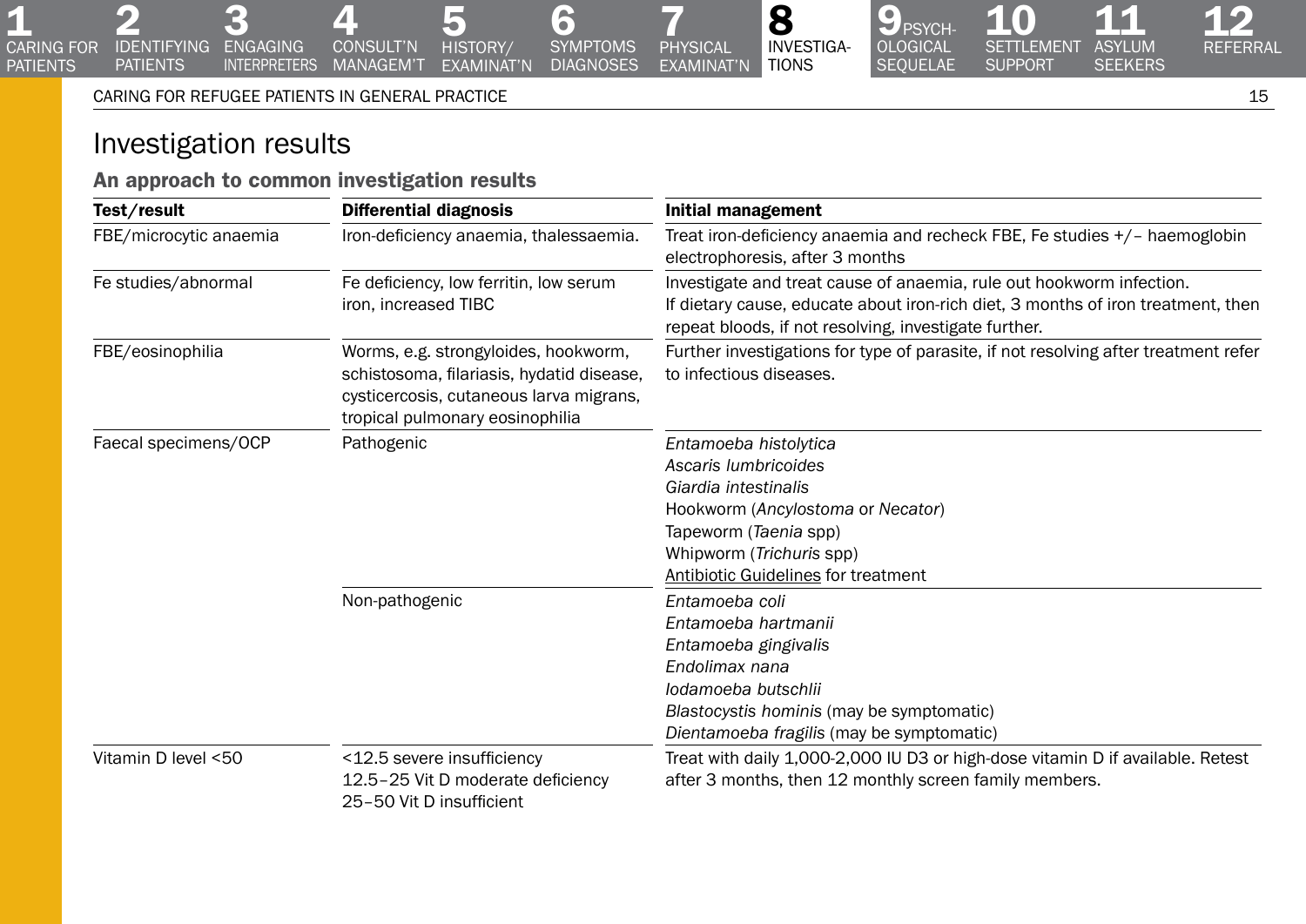# Investigation results

## An approach to common investigation results

| Test/result | Differential diagnosis | Initial management |
|---|---|---|
| FBE/microcytic anaemia | Iron-deficiency anaemia, thalessaemia. | Treat iron-deficiency anaemia and recheck FBE, Fe studies +/– haemoglobin electrophoresis, after 3 months |
| Fe studies/abnormal | Fe deficiency, low ferritin, low serum iron, increased TIBC | Investigate and treat cause of anaemia, rule out hookworm infection. If dietary cause, educate about iron-rich diet, 3 months of iron treatment, then repeat bloods, if not resolving, investigate further. |
| FBE/eosinophilia | Worms, e.g. strongyloides, hookworm, schistosoma, filariasis, hydatid disease, cysticercosis, cutaneous larva migrans, tropical pulmonary eosinophilia | Further investigations for type of parasite, if not resolving after treatment refer to infectious diseases. |
| Faecal specimens/OCP | Pathogenic | *Entamoeba histolytica*<br>*Ascaris lumbricoides*<br>*Giardia intestinalis*<br>Hookworm (*Ancylostoma* or *Necator*)<br>Tapeworm (*Taenia* spp)<br>Whipworm (*Trichuris* spp)<br>Antibiotic Guidelines for treatment |
| | Non-pathogenic | *Entamoeba coli*<br>*Entamoeba hartmanii*<br>*Entamoeba gingivalis*<br>*Endolimax nana*<br>*Iodamoeba butschlii*<br>*Blastocystis hominis* (may be symptomatic)<br>*Dientamoeba fragilis* (may be symptomatic) |
| Vitamin D level <50 | <12.5 severe insufficiency<br>12.5–25 Vit D moderate deficiency<br>25–50 Vit D insufficient | Treat with daily 1,000-2,000 IU D3 or high-dose vitamin D if available. Retest after 3 months, then 12 monthly screen family members. |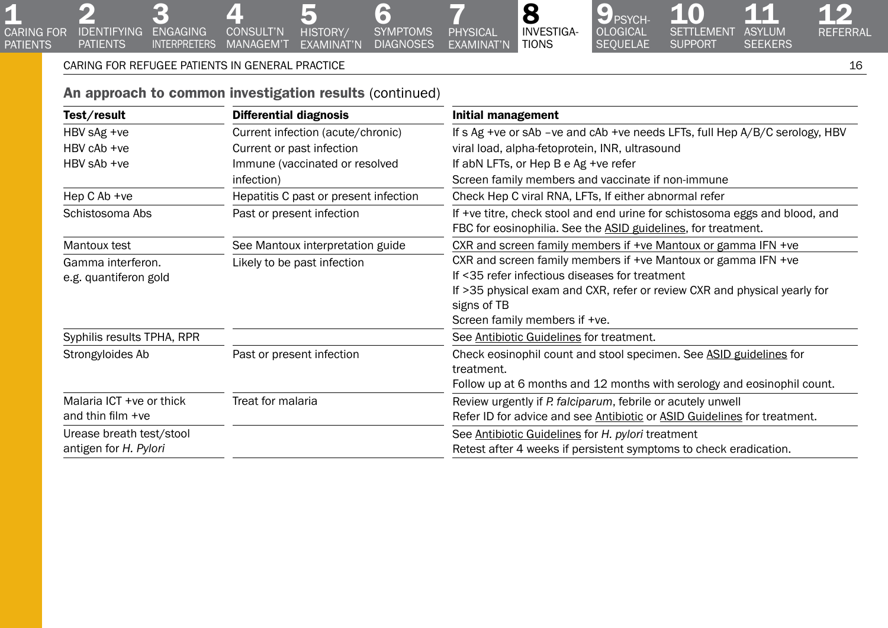## An approach to common investigation results (continued)

| Test/result | Differential diagnosis | Initial management |
|---|---|---|
| HBV sAg +ve<br>HBV cAb +ve<br>HBV sAb +ve | Current infection (acute/chronic)<br>Current or past infection<br>Immune (vaccinated or resolved infection) | If s Ag +ve or sAb –ve and cAb +ve needs LFTs, full Hep A/B/C serology, HBV viral load, alpha-fetoprotein, INR, ultrasound<br>If abN LFTs, or Hep B e Ag +ve refer<br>Screen family members and vaccinate if non-immune |
| Hep C Ab +ve | Hepatitis C past or present infection | Check Hep C viral RNA, LFTs, If either abnormal refer |
| Schistosoma Abs | Past or present infection | If +ve titre, check stool and end urine for schistosoma eggs and blood, and FBC for eosinophilia. See the ASID guidelines, for treatment. |
| Mantoux test | See Mantoux interpretation guide | CXR and screen family members if +ve Mantoux or gamma IFN +ve |
| Gamma interferon.<br>e.g. quantiferon gold | Likely to be past infection | CXR and screen family members if +ve Mantoux or gamma IFN +ve<br>If <35 refer infectious diseases for treatment<br>If >35 physical exam and CXR, refer or review CXR and physical yearly for signs of TB<br>Screen family members if +ve. |
| Syphilis results TPHA, RPR | | See Antibiotic Guidelines for treatment. |
| Strongyloides Ab | Past or present infection | Check eosinophil count and stool specimen. See ASID guidelines for treatment.<br>Follow up at 6 months and 12 months with serology and eosinophil count. |
| Malaria ICT +ve or thick and thin film +ve | Treat for malaria | Review urgently if *P. falciparum*, febrile or acutely unwell<br>Refer ID for advice and see Antibiotic or ASID Guidelines for treatment. |
| Urease breath test/stool antigen for *H. Pylori* | | See Antibiotic Guidelines for *H. pylori* treatment<br>Retest after 4 weeks if persistent symptoms to check eradication. |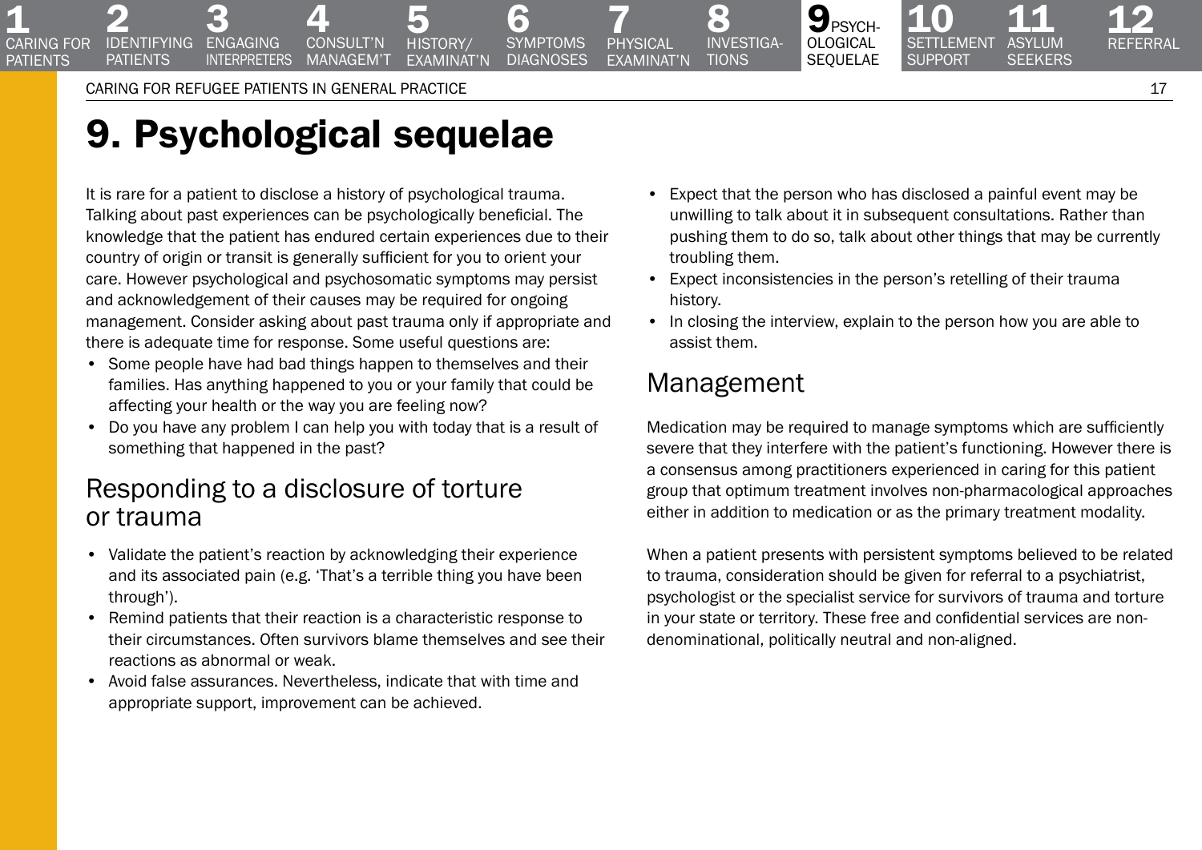# 9. Psychological sequelae

It is rare for a patient to disclose a history of psychological trauma. Talking about past experiences can be psychologically beneficial. The knowledge that the patient has endured certain experiences due to their country of origin or transit is generally sufficient for you to orient your care. However psychological and psychosomatic symptoms may persist and acknowledgement of their causes may be required for ongoing management. Consider asking about past trauma only if appropriate and there is adequate time for response. Some useful questions are:

- Some people have had bad things happen to themselves and their families. Has anything happened to you or your family that could be affecting your health or the way you are feeling now?
- Do you have any problem I can help you with today that is a result of something that happened in the past?

## Responding to a disclosure of torture or trauma

- Validate the patient's reaction by acknowledging their experience and its associated pain (e.g. 'That's a terrible thing you have been through').
- Remind patients that their reaction is a characteristic response to their circumstances. Often survivors blame themselves and see their reactions as abnormal or weak.
- Avoid false assurances. Nevertheless, indicate that with time and appropriate support, improvement can be achieved.
- Expect that the person who has disclosed a painful event may be unwilling to talk about it in subsequent consultations. Rather than pushing them to do so, talk about other things that may be currently troubling them.
- Expect inconsistencies in the person's retelling of their trauma history.
- In closing the interview, explain to the person how you are able to assist them.

## Management

Medication may be required to manage symptoms which are sufficiently severe that they interfere with the patient's functioning. However there is a consensus among practitioners experienced in caring for this patient group that optimum treatment involves non-pharmacological approaches either in addition to medication or as the primary treatment modality.

When a patient presents with persistent symptoms believed to be related to trauma, consideration should be given for referral to a psychiatrist, psychologist or the specialist service for survivors of trauma and torture in your state or territory. These free and confidential services are non-denominational, politically neutral and non-aligned.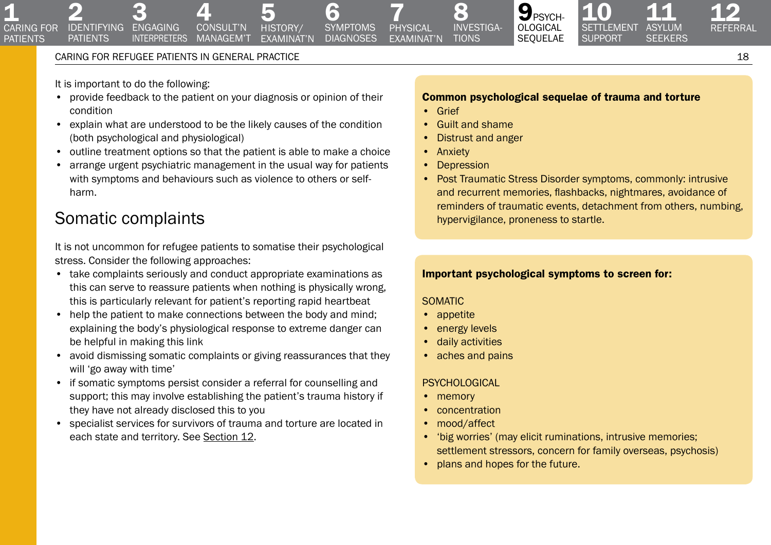It is important to do the following:

- provide feedback to the patient on your diagnosis or opinion of their condition
- explain what are understood to be the likely causes of the condition (both psychological and physiological)
- outline treatment options so that the patient is able to make a choice
- arrange urgent psychiatric management in the usual way for patients with symptoms and behaviours such as violence to others or self-harm.

## Somatic complaints

It is not uncommon for refugee patients to somatise their psychological stress. Consider the following approaches:

- take complaints seriously and conduct appropriate examinations as this can serve to reassure patients when nothing is physically wrong, this is particularly relevant for patient's reporting rapid heartbeat
- help the patient to make connections between the body and mind; explaining the body's physiological response to extreme danger can be helpful in making this link
- avoid dismissing somatic complaints or giving reassurances that they will 'go away with time'
- if somatic symptoms persist consider a referral for counselling and support; this may involve establishing the patient's trauma history if they have not already disclosed this to you
- specialist services for survivors of trauma and torture are located in each state and territory. See Section 12.

**Common psychological sequelae of trauma and torture**

- Grief
- Guilt and shame
- Distrust and anger
- Anxiety
- Depression
- Post Traumatic Stress Disorder symptoms, commonly: intrusive and recurrent memories, flashbacks, nightmares, avoidance of reminders of traumatic events, detachment from others, numbing, hypervigilance, proneness to startle.

**Important psychological symptoms to screen for:**

SOMATIC

- appetite
- energy levels
- daily activities
- aches and pains

PSYCHOLOGICAL

- memory
- concentration
- mood/affect
- 'big worries' (may elicit ruminations, intrusive memories; settlement stressors, concern for family overseas, psychosis)
- plans and hopes for the future.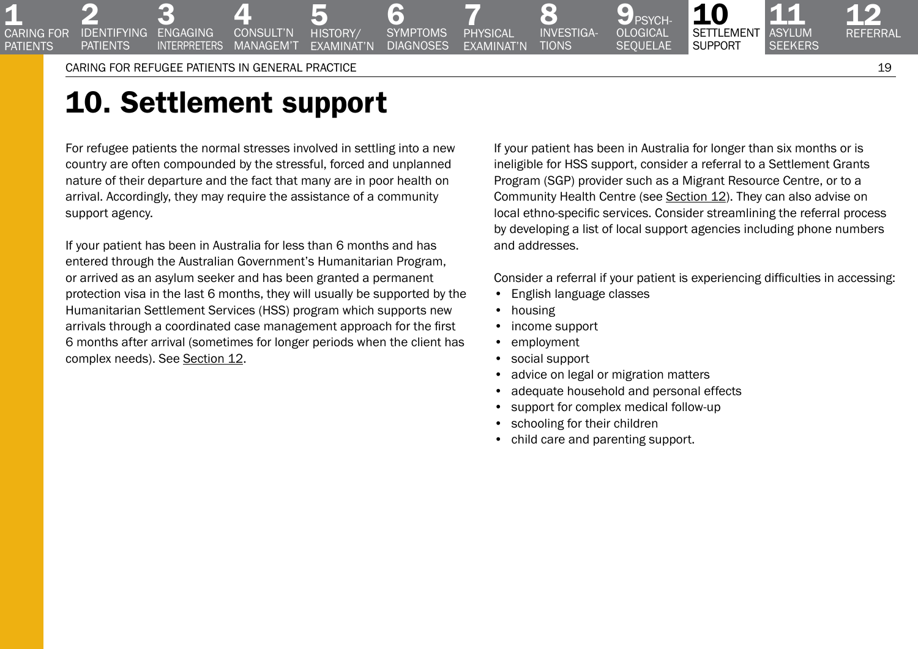# 10. Settlement support

For refugee patients the normal stresses involved in settling into a new country are often compounded by the stressful, forced and unplanned nature of their departure and the fact that many are in poor health on arrival. Accordingly, they may require the assistance of a community support agency.

If your patient has been in Australia for less than 6 months and has entered through the Australian Government's Humanitarian Program, or arrived as an asylum seeker and has been granted a permanent protection visa in the last 6 months, they will usually be supported by the Humanitarian Settlement Services (HSS) program which supports new arrivals through a coordinated case management approach for the first 6 months after arrival (sometimes for longer periods when the client has complex needs). See Section 12.

If your patient has been in Australia for longer than six months or is ineligible for HSS support, consider a referral to a Settlement Grants Program (SGP) provider such as a Migrant Resource Centre, or to a Community Health Centre (see Section 12). They can also advise on local ethno-specific services. Consider streamlining the referral process by developing a list of local support agencies including phone numbers and addresses.

Consider a referral if your patient is experiencing difficulties in accessing:

- English language classes
- housing
- income support
- employment
- social support
- advice on legal or migration matters
- adequate household and personal effects
- support for complex medical follow-up
- schooling for their children
- child care and parenting support.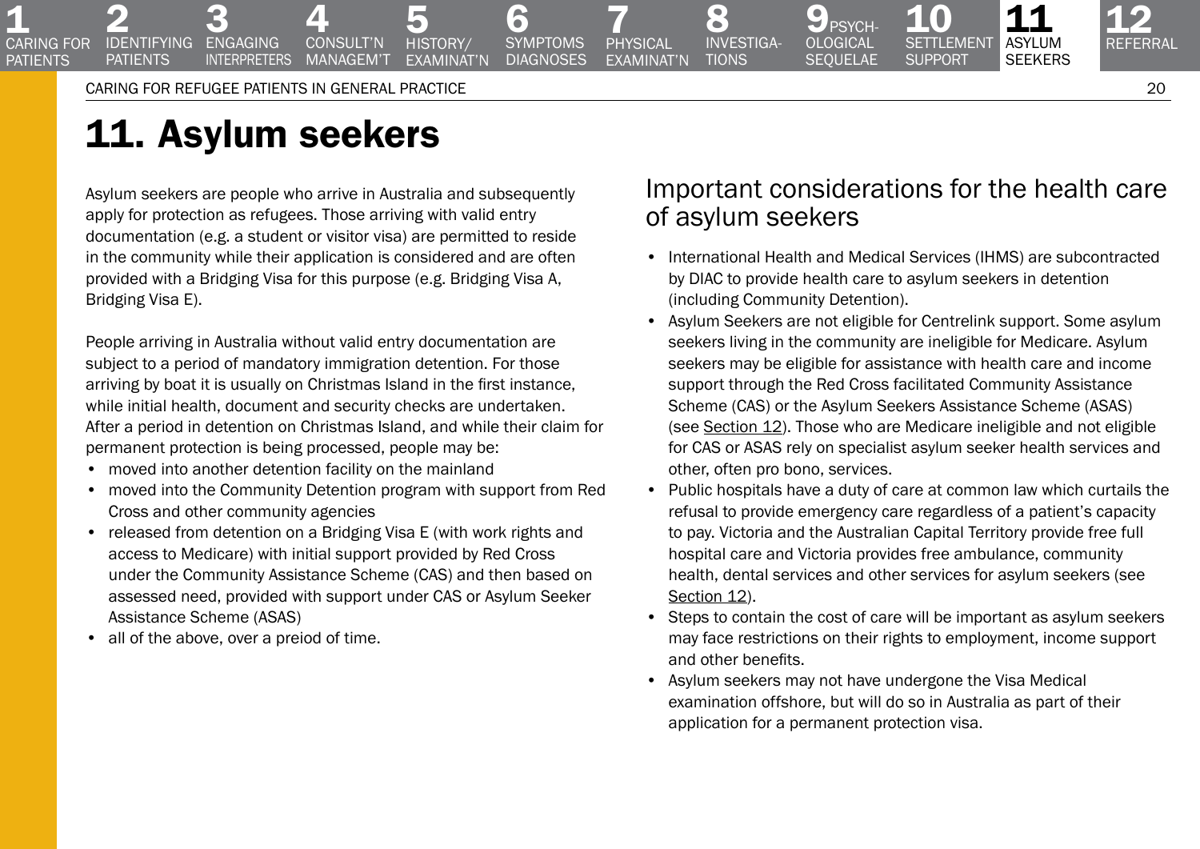# 11. Asylum seekers

Asylum seekers are people who arrive in Australia and subsequently apply for protection as refugees. Those arriving with valid entry documentation (e.g. a student or visitor visa) are permitted to reside in the community while their application is considered and are often provided with a Bridging Visa for this purpose (e.g. Bridging Visa A, Bridging Visa E).

People arriving in Australia without valid entry documentation are subject to a period of mandatory immigration detention. For those arriving by boat it is usually on Christmas Island in the first instance, while initial health, document and security checks are undertaken. After a period in detention on Christmas Island, and while their claim for permanent protection is being processed, people may be:

- moved into another detention facility on the mainland
- moved into the Community Detention program with support from Red Cross and other community agencies
- released from detention on a Bridging Visa E (with work rights and access to Medicare) with initial support provided by Red Cross under the Community Assistance Scheme (CAS) and then based on assessed need, provided with support under CAS or Asylum Seeker Assistance Scheme (ASAS)
- all of the above, over a preiod of time.

## Important considerations for the health care of asylum seekers

- International Health and Medical Services (IHMS) are subcontracted by DIAC to provide health care to asylum seekers in detention (including Community Detention).
- Asylum Seekers are not eligible for Centrelink support. Some asylum seekers living in the community are ineligible for Medicare. Asylum seekers may be eligible for assistance with health care and income support through the Red Cross facilitated Community Assistance Scheme (CAS) or the Asylum Seekers Assistance Scheme (ASAS) (see Section 12). Those who are Medicare ineligible and not eligible for CAS or ASAS rely on specialist asylum seeker health services and other, often pro bono, services.
- Public hospitals have a duty of care at common law which curtails the refusal to provide emergency care regardless of a patient's capacity to pay. Victoria and the Australian Capital Territory provide free full hospital care and Victoria provides free ambulance, community health, dental services and other services for asylum seekers (see Section 12).
- Steps to contain the cost of care will be important as asylum seekers may face restrictions on their rights to employment, income support and other benefits.
- Asylum seekers may not have undergone the Visa Medical examination offshore, but will do so in Australia as part of their application for a permanent protection visa.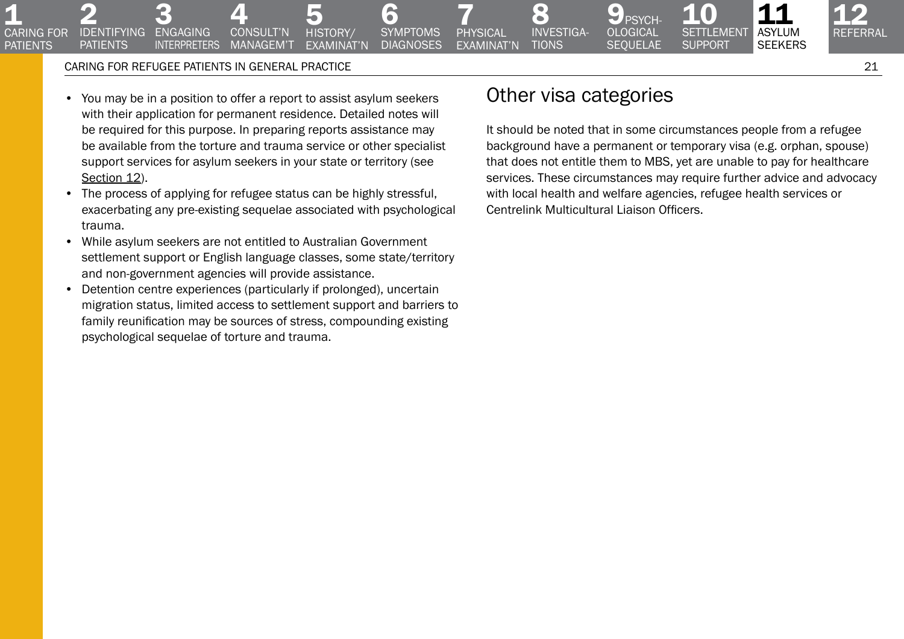- You may be in a position to offer a report to assist asylum seekers with their application for permanent residence. Detailed notes will be required for this purpose. In preparing reports assistance may be available from the torture and trauma service or other specialist support services for asylum seekers in your state or territory (see Section 12).
- The process of applying for refugee status can be highly stressful, exacerbating any pre-existing sequelae associated with psychological trauma.
- While asylum seekers are not entitled to Australian Government settlement support or English language classes, some state/territory and non-government agencies will provide assistance.
- Detention centre experiences (particularly if prolonged), uncertain migration status, limited access to settlement support and barriers to family reunification may be sources of stress, compounding existing psychological sequelae of torture and trauma.

## Other visa categories

It should be noted that in some circumstances people from a refugee background have a permanent or temporary visa (e.g. orphan, spouse) that does not entitle them to MBS, yet are unable to pay for healthcare services. These circumstances may require further advice and advocacy with local health and welfare agencies, refugee health services or Centrelink Multicultural Liaison Officers.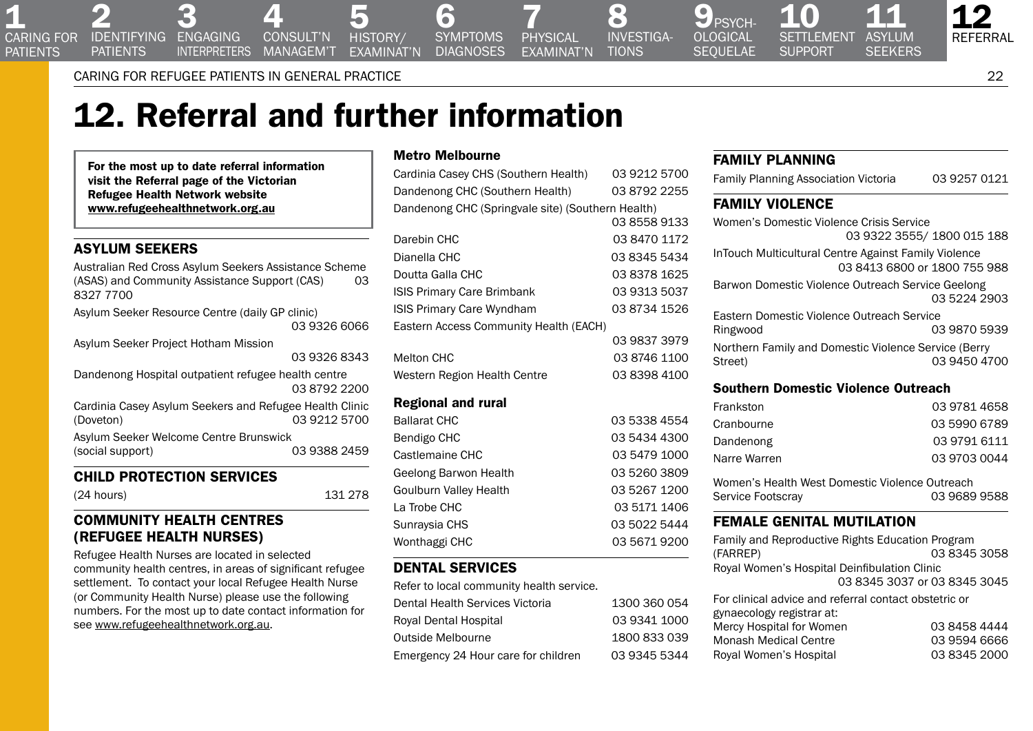# 12. Referral and further information

**For the most up to date referral information visit the Referral page of the Victorian Refugee Health Network website www.refugeehealthnetwork.org.au**

## ASYLUM SEEKERS

Australian Red Cross Asylum Seekers Assistance Scheme (ASAS) and Community Assistance Support (CAS) 03 8327 7700

Asylum Seeker Resource Centre (daily GP clinic) 03 9326 6066

Asylum Seeker Project Hotham Mission 03 9326 8343

Dandenong Hospital outpatient refugee health centre 03 8792 2200

Cardinia Casey Asylum Seekers and Refugee Health Clinic (Doveton) 03 9212 5700

Asylum Seeker Welcome Centre Brunswick (social support) 03 9388 2459

## CHILD PROTECTION SERVICES

(24 hours) 131 278

## COMMUNITY HEALTH CENTRES (REFUGEE HEALTH NURSES)

Refugee Health Nurses are located in selected community health centres, in areas of significant refugee settlement. To contact your local Refugee Health Nurse (or Community Health Nurse) please use the following numbers. For the most up to date contact information for see www.refugeehealthnetwork.org.au.

### Metro Melbourne

| | |
|---|---|
| Cardinia Casey CHS (Southern Health) | 03 9212 5700 |
| Dandenong CHC (Southern Health) | 03 8792 2255 |
| Dandenong CHC (Springvale site) (Southern Health) | 03 8558 9133 |
| Darebin CHC | 03 8470 1172 |
| Dianella CHC | 03 8345 5434 |
| Doutta Galla CHC | 03 8378 1625 |
| ISIS Primary Care Brimbank | 03 9313 5037 |
| ISIS Primary Care Wyndham | 03 8734 1526 |
| Eastern Access Community Health (EACH) | 03 9837 3979 |
| Melton CHC | 03 8746 1100 |
| Western Region Health Centre | 03 8398 4100 |

### Regional and rural

| | |
|---|---|
| Ballarat CHC | 03 5338 4554 |
| Bendigo CHC | 03 5434 4300 |
| Castlemaine CHC | 03 5479 1000 |
| Geelong Barwon Health | 03 5260 3809 |
| Goulburn Valley Health | 03 5267 1200 |
| La Trobe CHC | 03 5171 1406 |
| Sunraysia CHS | 03 5022 5444 |
| Wonthaggi CHC | 03 5671 9200 |

## DENTAL SERVICES

Refer to local community health service.

| | |
|---|---|
| Dental Health Services Victoria | 1300 360 054 |
| Royal Dental Hospital | 03 9341 1000 |
| Outside Melbourne | 1800 833 039 |
| Emergency 24 Hour care for children | 03 9345 5344 |

## FAMILY PLANNING

Family Planning Association Victoria 03 9257 0121

## FAMILY VIOLENCE

Women's Domestic Violence Crisis Service 03 9322 3555/ 1800 015 188

InTouch Multicultural Centre Against Family Violence 03 8413 6800 or 1800 755 988

Barwon Domestic Violence Outreach Service Geelong 03 5224 2903

Eastern Domestic Violence Outreach Service Ringwood 03 9870 5939

Northern Family and Domestic Violence Service (Berry Street) 03 9450 4700

### Southern Domestic Violence Outreach

| | |
|---|---|
| Frankston | 03 9781 4658 |
| Cranbourne | 03 5990 6789 |
| Dandenong | 03 9791 6111 |
| Narre Warren | 03 9703 0044 |

Women's Health West Domestic Violence Outreach Service Footscray 03 9689 9588

## FEMALE GENITAL MUTILATION

Family and Reproductive Rights Education Program (FARREP) 03 8345 3058

Royal Women's Hospital Deinfibulation Clinic 03 8345 3037 or 03 8345 3045

For clinical advice and referral contact obstetric or gynaecology registrar at:

| | |
|---|---|
| Mercy Hospital for Women | 03 8458 4444 |
| Monash Medical Centre | 03 9594 6666 |
| Royal Women's Hospital | 03 8345 2000 |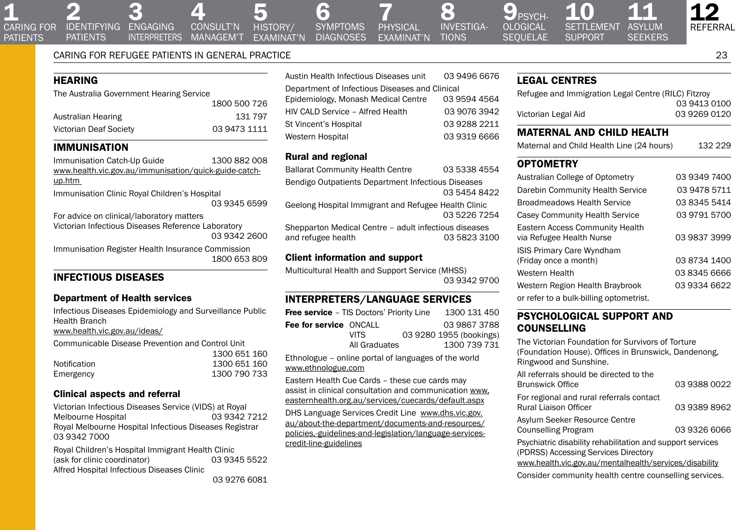## HEARING

The Australia Government Hearing Service 1800 500 726

Australian Hearing 131 797

Victorian Deaf Society 03 9473 1111

## IMMUNISATION

Immunisation Catch-Up Guide 1300 882 008
www.health.vic.gov.au/immunisation/quick-guide-catch-up.htm

Immunisation Clinic Royal Children's Hospital 03 9345 6599

For advice on clinical/laboratory matters
Victorian Infectious Diseases Reference Laboratory 03 9342 2600

Immunisation Register Health Insurance Commission 1800 653 809

## INFECTIOUS DISEASES

### Department of Health services

Infectious Diseases Epidemiology and Surveillance Public Health Branch
www.health.vic.gov.au/ideas/

Communicable Disease Prevention and Control Unit 1300 651 160

Notification 1300 651 160
Emergency 1300 790 733

### Clinical aspects and referral

Victorian Infectious Diseases Service (VIDS) at Royal Melbourne Hospital 03 9342 7212
Royal Melbourne Hospital Infectious Diseases Registrar 03 9342 7000

Royal Children's Hospital Immigrant Health Clinic (ask for clinic coordinator) 03 9345 5522
Alfred Hospital Infectious Diseases Clinic 03 9276 6081

Austin Health Infectious Diseases unit 03 9496 6676

Department of Infectious Diseases and Clinical Epidemiology, Monash Medical Centre 03 9594 4564

HIV CALD Service – Alfred Health 03 9076 3942

St Vincent's Hospital 03 9288 2211

Western Hospital 03 9319 6666

### Rural and regional

Ballarat Community Health Centre 03 5338 4554

Bendigo Outpatients Department Infectious Diseases 03 5454 8422

Geelong Hospital Immigrant and Refugee Health Clinic 03 5226 7254

Shepparton Medical Centre – adult infectious diseases and refugee health 03 5823 3100

### Client information and support

Multicultural Health and Support Service (MHSS) 03 9342 9700

## INTERPRETERS/LANGUAGE SERVICES

**Free service** – TIS Doctors' Priority Line 1300 131 450

**Fee for service** ONCALL 03 9867 3788
VITS 03 9280 1955 (bookings)
All Graduates 1300 739 731

Ethnologue – online portal of languages of the world
www.ethnologue.com

Eastern Health Cue Cards – these cue cards may assist in clinical consultation and communication www.easternhealth.org.au/services/cuecards/default.aspx

DHS Language Services Credit Line www.dhs.vic.gov.au/about-the-department/documents-and-resources/policies,-guidelines-and-legislation/language-services-credit-line-guidelines

## LEGAL CENTRES

Refugee and Immigration Legal Centre (RILC) Fitzroy 03 9413 0100

Victorian Legal Aid 03 9269 0120

## MATERNAL AND CHILD HEALTH

Maternal and Child Health Line (24 hours) 132 229

## OPTOMETRY

Australian College of Optometry 03 9349 7400

Darebin Community Health Service 03 9478 5711

Broadmeadows Health Service 03 8345 5414

Casey Community Health Service 03 9791 5700

Eastern Access Community Health via Refugee Health Nurse 03 9837 3999

ISIS Primary Care Wyndham (Friday once a month) 03 8734 1400

Western Health 03 8345 6666

Western Region Health Braybrook 03 9334 6622

or refer to a bulk-billing optometrist.

## PSYCHOLOGICAL SUPPORT AND COUNSELLING

The Victorian Foundation for Survivors of Torture (Foundation House). Offices in Brunswick, Dandenong, Ringwood and Sunshine.

All referrals should be directed to the Brunswick Office 03 9388 0022

For regional and rural referrals contact Rural Liaison Officer 03 9389 8962

Asylum Seeker Resource Centre Counselling Program 03 9326 6066

Psychiatric disability rehabilitation and support services (PDRSS) Accessing Services Directory
www.health.vic.gov.au/mentalhealth/services/disability

Consider community health centre counselling services.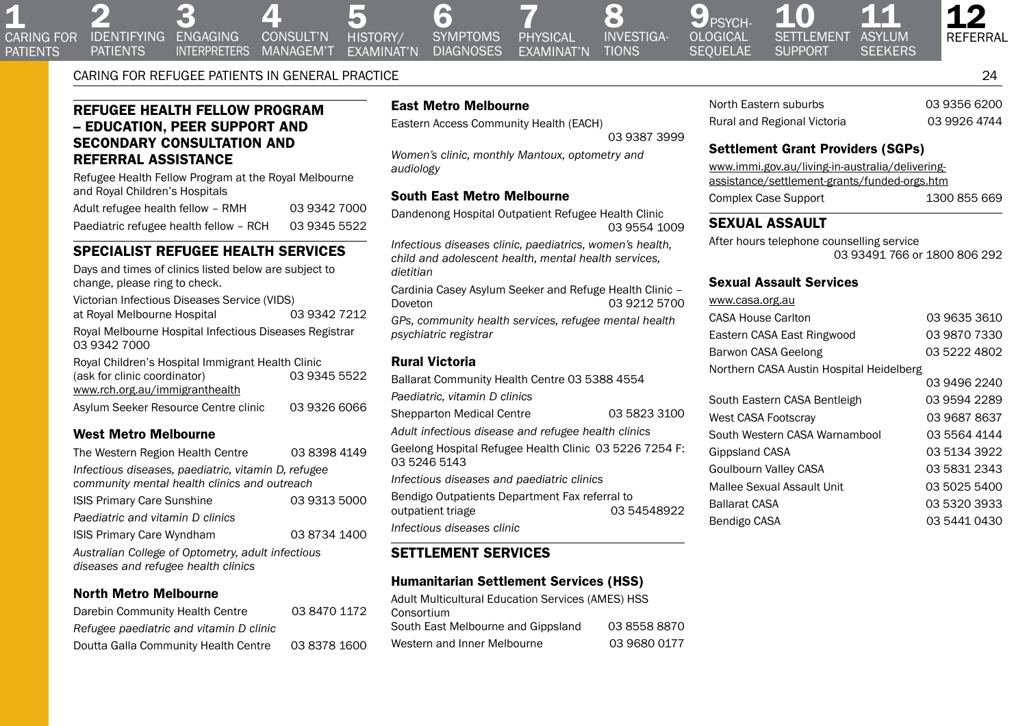## REFERRAL

## REFUGEE HEALTH FELLOW PROGRAM – EDUCATION, PEER SUPPORT AND SECONDARY CONSULTATION AND REFERRAL ASSISTANCE

Refugee Health Fellow Program at the Royal Melbourne and Royal Children's Hospitals

Adult refugee health fellow – RMH 03 9342 7000

Paediatric refugee health fellow – RCH 03 9345 5522

## SPECIALIST REFUGEE HEALTH SERVICES

Days and times of clinics listed below are subject to change, please ring to check.

Victorian Infectious Diseases Service (VIDS) at Royal Melbourne Hospital 03 9342 7212

Royal Melbourne Hospital Infectious Diseases Registrar 03 9342 7000

Royal Children's Hospital Immigrant Health Clinic (ask for clinic coordinator) 03 9345 5522
www.rch.org.au/immigranthealth

Asylum Seeker Resource Centre clinic 03 9326 6066

### West Metro Melbourne

The Western Region Health Centre 03 8398 4149

*Infectious diseases, paediatric, vitamin D, refugee community mental health clinics and outreach*

ISIS Primary Care Sunshine 03 9313 5000

*Paediatric and vitamin D clinics*

ISIS Primary Care Wyndham 03 8734 1400

*Australian College of Optometry, adult infectious diseases and refugee health clinics*

### North Metro Melbourne

Darebin Community Health Centre 03 8470 1172

*Refugee paediatric and vitamin D clinic*

Doutta Galla Community Health Centre 03 8378 1600

### East Metro Melbourne

Eastern Access Community Health (EACH) 03 9387 3999

*Women's clinic, monthly Mantoux, optometry and audiology*

### South East Metro Melbourne

Dandenong Hospital Outpatient Refugee Health Clinic 03 9554 1009

*Infectious diseases clinic, paediatrics, women's health, child and adolescent health, mental health services, dietitian*

Cardinia Casey Asylum Seeker and Refuge Health Clinic – Doveton 03 9212 5700

*GPs, community health services, refugee mental health psychiatric registrar*

### Rural Victoria

Ballarat Community Health Centre 03 5388 4554

*Paediatric, vitamin D clinics*

Shepparton Medical Centre 03 5823 3100

*Adult infectious disease and refugee health clinics*

Geelong Hospital Refugee Health Clinic 03 5226 7254 F: 03 5246 5143

*Infectious diseases and paediatric clinics*

Bendigo Outpatients Department Fax referral to outpatient triage 03 54548922

*Infectious diseases clinic*

## SETTLEMENT SERVICES

### Humanitarian Settlement Services (HSS)

Adult Multicultural Education Services (AMES) HSS Consortium

South East Melbourne and Gippsland 03 8558 8870

Western and Inner Melbourne 03 9680 0177

North Eastern suburbs 03 9356 6200

Rural and Regional Victoria 03 9926 4744

### Settlement Grant Providers (SGPs)

www.immi.gov.au/living-in-australia/delivering-assistance/settlement-grants/funded-orgs.htm

Complex Case Support 1300 855 669

## SEXUAL ASSAULT

After hours telephone counselling service 03 93491 766 or 1800 806 292

### Sexual Assault Services

www.casa.org.au

| | |
|---|---|
| CASA House Carlton | 03 9635 3610 |
| Eastern CASA East Ringwood | 03 9870 7330 |
| Barwon CASA Geelong | 03 5222 4802 |
| Northern CASA Austin Hospital Heidelberg | 03 9496 2240 |
| South Eastern CASA Bentleigh | 03 9594 2289 |
| West CASA Footscray | 03 9687 8637 |
| South Western CASA Warnambool | 03 5564 4144 |
| Gippsland CASA | 03 5134 3922 |
| Goulbourn Valley CASA | 03 5831 2343 |
| Mallee Sexual Assault Unit | 03 5025 5400 |
| Ballarat CASA | 03 5320 3933 |
| Bendigo CASA | 03 5441 0430 |